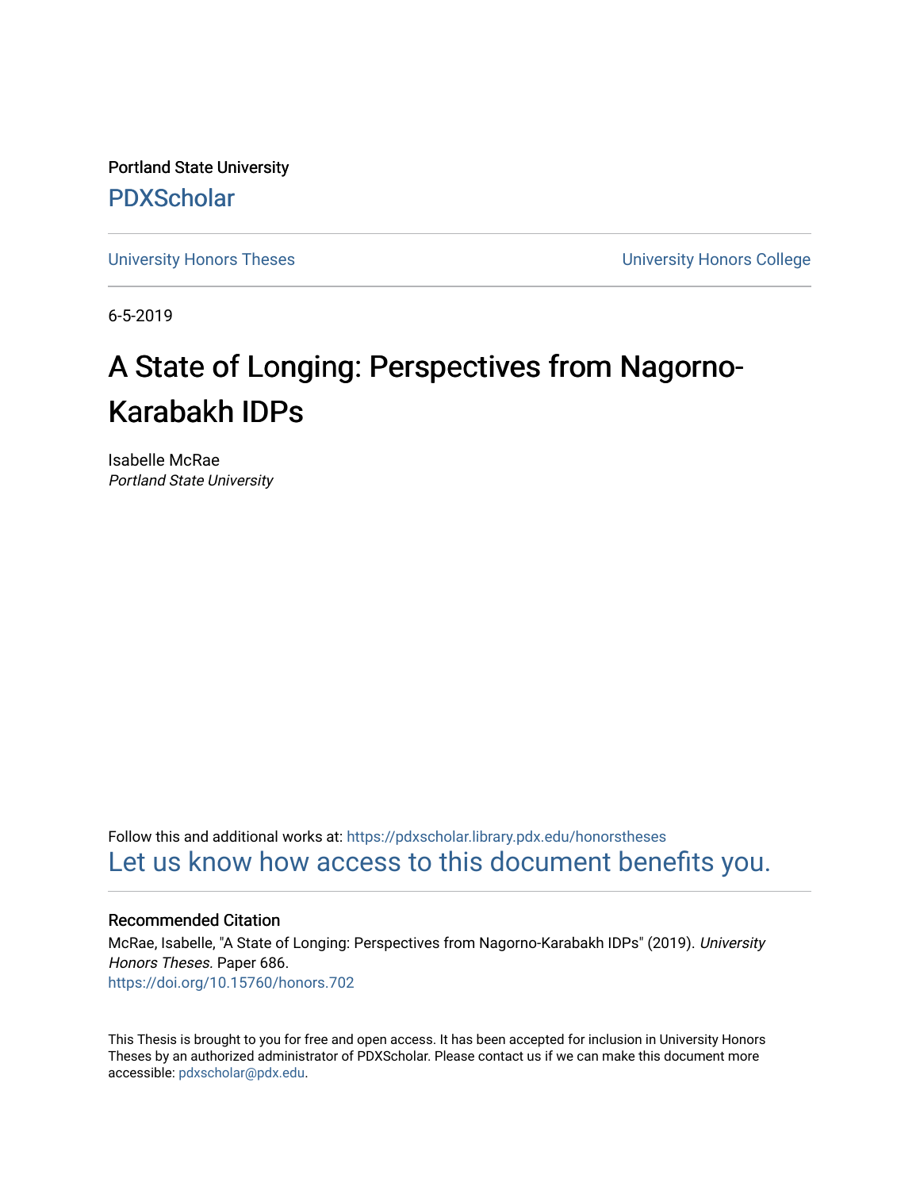Portland State University

PDXScholar

University Honors Theses | University Honors College

6-5-2019

# A State of Longing: Perspectives from Nagorno-Karabakh IDPs

Isabelle McRae
*Portland State University*

Follow this and additional works at: https://pdxscholar.library.pdx.edu/honorstheses

Let us know how access to this document benefits you.

### Recommended Citation

McRae, Isabelle, "A State of Longing: Perspectives from Nagorno-Karabakh IDPs" (2019). *University Honors Theses.* Paper 686.
https://doi.org/10.15760/honors.702

This Thesis is brought to you for free and open access. It has been accepted for inclusion in University Honors Theses by an authorized administrator of PDXScholar. Please contact us if we can make this document more accessible: pdxscholar@pdx.edu.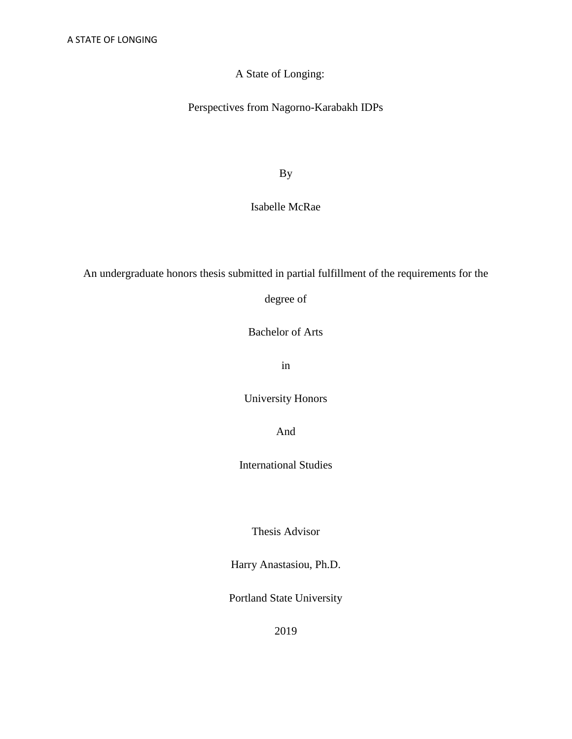# A State of Longing:

## Perspectives from Nagorno-Karabakh IDPs

By

Isabelle McRae

An undergraduate honors thesis submitted in partial fulfillment of the requirements for the degree of

Bachelor of Arts

in

University Honors

And

International Studies

Thesis Advisor

Harry Anastasiou, Ph.D.

Portland State University

2019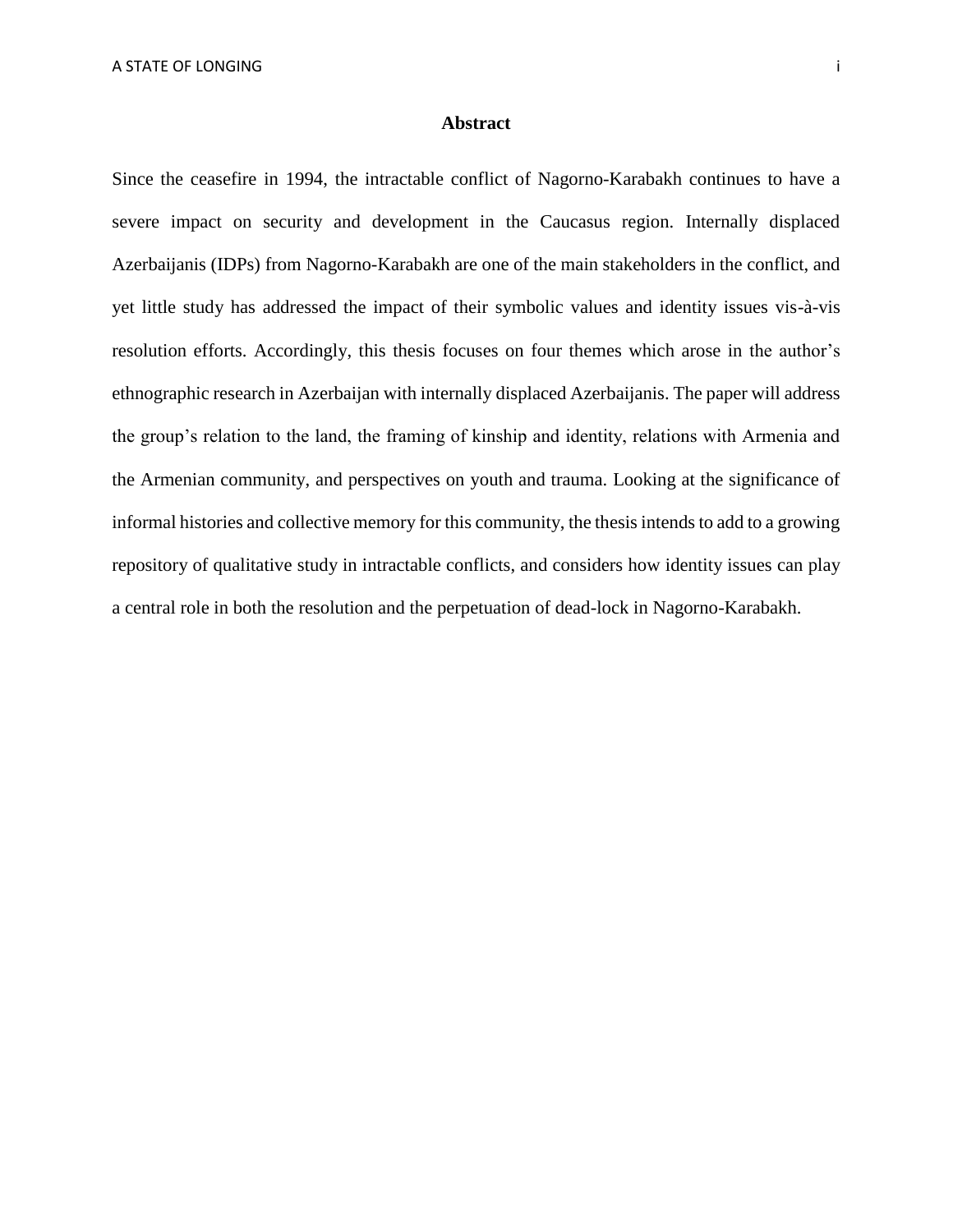# Abstract

Since the ceasefire in 1994, the intractable conflict of Nagorno-Karabakh continues to have a severe impact on security and development in the Caucasus region. Internally displaced Azerbaijanis (IDPs) from Nagorno-Karabakh are one of the main stakeholders in the conflict, and yet little study has addressed the impact of their symbolic values and identity issues vis-à-vis resolution efforts. Accordingly, this thesis focuses on four themes which arose in the author's ethnographic research in Azerbaijan with internally displaced Azerbaijanis. The paper will address the group's relation to the land, the framing of kinship and identity, relations with Armenia and the Armenian community, and perspectives on youth and trauma. Looking at the significance of informal histories and collective memory for this community, the thesis intends to add to a growing repository of qualitative study in intractable conflicts, and considers how identity issues can play a central role in both the resolution and the perpetuation of dead-lock in Nagorno-Karabakh.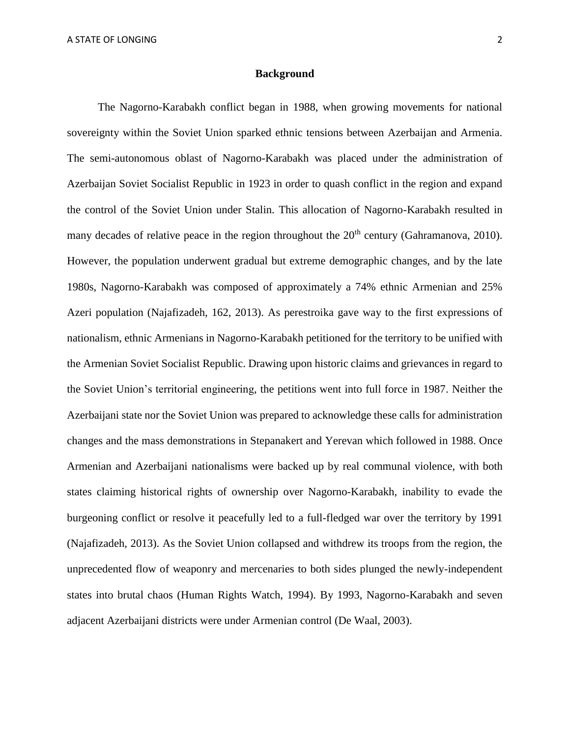## Background

The Nagorno-Karabakh conflict began in 1988, when growing movements for national sovereignty within the Soviet Union sparked ethnic tensions between Azerbaijan and Armenia. The semi-autonomous oblast of Nagorno-Karabakh was placed under the administration of Azerbaijan Soviet Socialist Republic in 1923 in order to quash conflict in the region and expand the control of the Soviet Union under Stalin. This allocation of Nagorno-Karabakh resulted in many decades of relative peace in the region throughout the 20th century (Gahramanova, 2010). However, the population underwent gradual but extreme demographic changes, and by the late 1980s, Nagorno-Karabakh was composed of approximately a 74% ethnic Armenian and 25% Azeri population (Najafizadeh, 162, 2013). As perestroika gave way to the first expressions of nationalism, ethnic Armenians in Nagorno-Karabakh petitioned for the territory to be unified with the Armenian Soviet Socialist Republic. Drawing upon historic claims and grievances in regard to the Soviet Union's territorial engineering, the petitions went into full force in 1987. Neither the Azerbaijani state nor the Soviet Union was prepared to acknowledge these calls for administration changes and the mass demonstrations in Stepanakert and Yerevan which followed in 1988. Once Armenian and Azerbaijani nationalisms were backed up by real communal violence, with both states claiming historical rights of ownership over Nagorno-Karabakh, inability to evade the burgeoning conflict or resolve it peacefully led to a full-fledged war over the territory by 1991 (Najafizadeh, 2013). As the Soviet Union collapsed and withdrew its troops from the region, the unprecedented flow of weaponry and mercenaries to both sides plunged the newly-independent states into brutal chaos (Human Rights Watch, 1994). By 1993, Nagorno-Karabakh and seven adjacent Azerbaijani districts were under Armenian control (De Waal, 2003).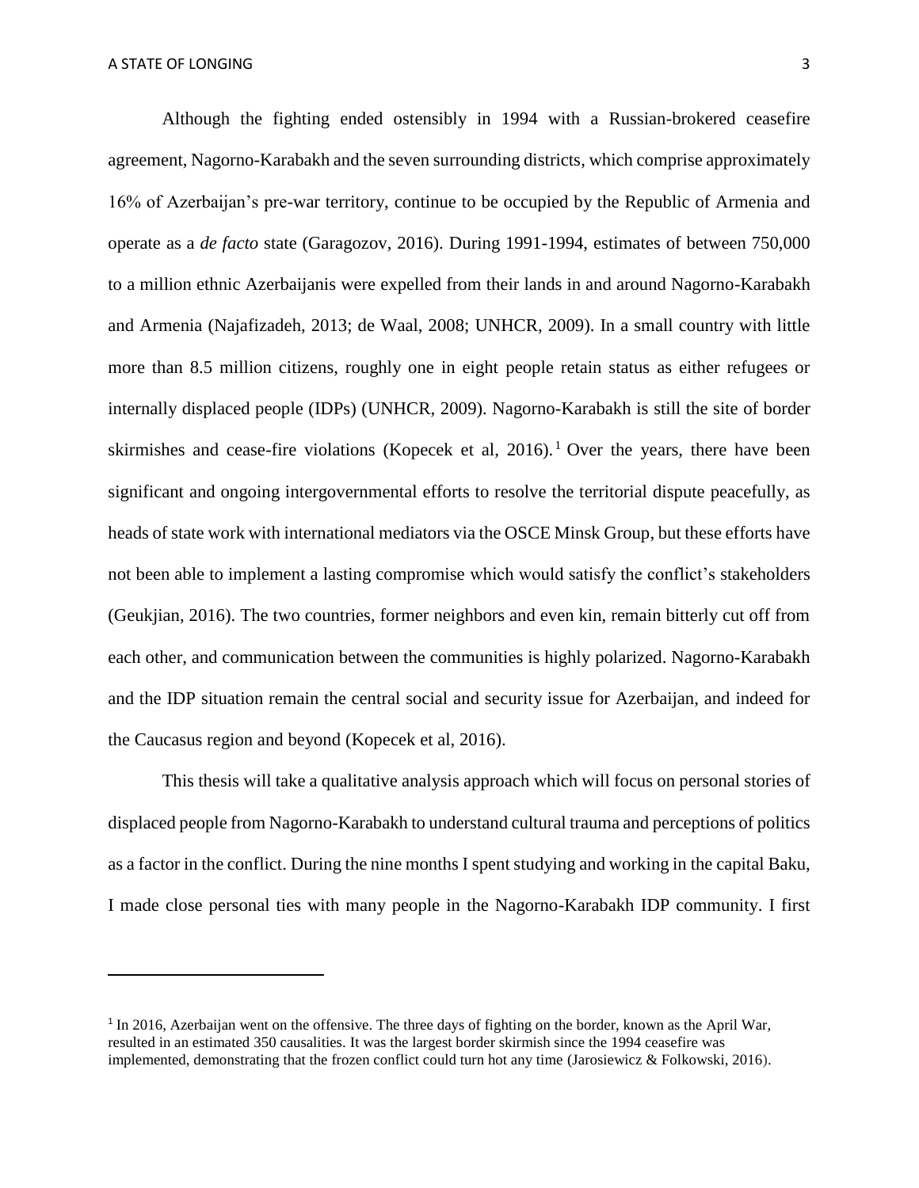Although the fighting ended ostensibly in 1994 with a Russian-brokered ceasefire agreement, Nagorno-Karabakh and the seven surrounding districts, which comprise approximately 16% of Azerbaijan's pre-war territory, continue to be occupied by the Republic of Armenia and operate as a *de facto* state (Garagozov, 2016). During 1991-1994, estimates of between 750,000 to a million ethnic Azerbaijanis were expelled from their lands in and around Nagorno-Karabakh and Armenia (Najafizadeh, 2013; de Waal, 2008; UNHCR, 2009). In a small country with little more than 8.5 million citizens, roughly one in eight people retain status as either refugees or internally displaced people (IDPs) (UNHCR, 2009). Nagorno-Karabakh is still the site of border skirmishes and cease-fire violations (Kopecek et al, 2016).[1] Over the years, there have been significant and ongoing intergovernmental efforts to resolve the territorial dispute peacefully, as heads of state work with international mediators via the OSCE Minsk Group, but these efforts have not been able to implement a lasting compromise which would satisfy the conflict's stakeholders (Geukjian, 2016). The two countries, former neighbors and even kin, remain bitterly cut off from each other, and communication between the communities is highly polarized. Nagorno-Karabakh and the IDP situation remain the central social and security issue for Azerbaijan, and indeed for the Caucasus region and beyond (Kopecek et al, 2016).

This thesis will take a qualitative analysis approach which will focus on personal stories of displaced people from Nagorno-Karabakh to understand cultural trauma and perceptions of politics as a factor in the conflict. During the nine months I spent studying and working in the capital Baku, I made close personal ties with many people in the Nagorno-Karabakh IDP community. I first

---

[1] In 2016, Azerbaijan went on the offensive. The three days of fighting on the border, known as the April War, resulted in an estimated 350 causalities. It was the largest border skirmish since the 1994 ceasefire was implemented, demonstrating that the frozen conflict could turn hot any time (Jarosiewicz & Folkowski, 2016).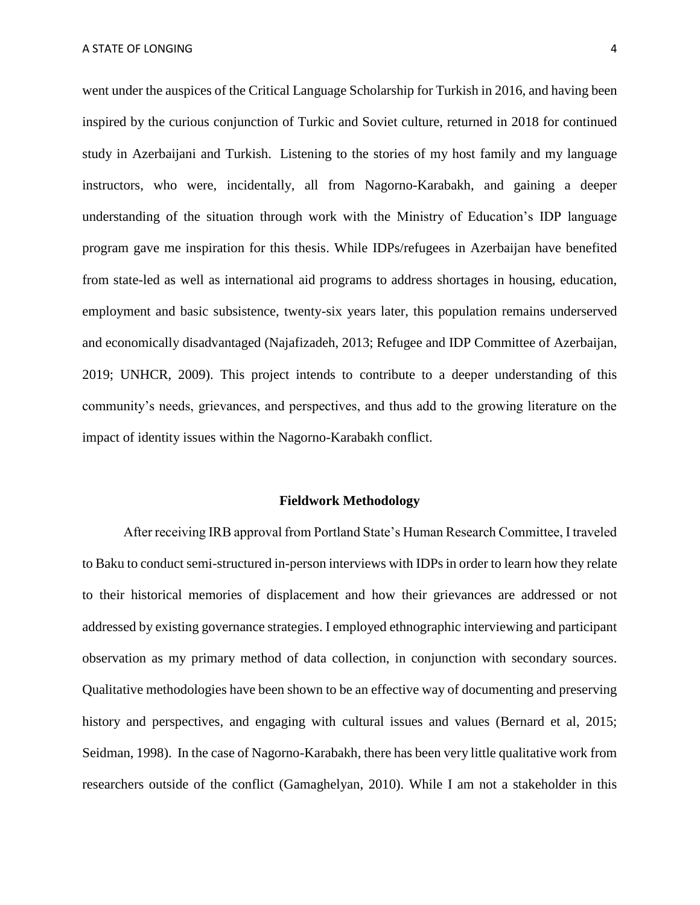went under the auspices of the Critical Language Scholarship for Turkish in 2016, and having been inspired by the curious conjunction of Turkic and Soviet culture, returned in 2018 for continued study in Azerbaijani and Turkish. Listening to the stories of my host family and my language instructors, who were, incidentally, all from Nagorno-Karabakh, and gaining a deeper understanding of the situation through work with the Ministry of Education's IDP language program gave me inspiration for this thesis. While IDPs/refugees in Azerbaijan have benefited from state-led as well as international aid programs to address shortages in housing, education, employment and basic subsistence, twenty-six years later, this population remains underserved and economically disadvantaged (Najafizadeh, 2013; Refugee and IDP Committee of Azerbaijan, 2019; UNHCR, 2009). This project intends to contribute to a deeper understanding of this community's needs, grievances, and perspectives, and thus add to the growing literature on the impact of identity issues within the Nagorno-Karabakh conflict.

## Fieldwork Methodology

After receiving IRB approval from Portland State's Human Research Committee, I traveled to Baku to conduct semi-structured in-person interviews with IDPs in order to learn how they relate to their historical memories of displacement and how their grievances are addressed or not addressed by existing governance strategies. I employed ethnographic interviewing and participant observation as my primary method of data collection, in conjunction with secondary sources. Qualitative methodologies have been shown to be an effective way of documenting and preserving history and perspectives, and engaging with cultural issues and values (Bernard et al, 2015; Seidman, 1998). In the case of Nagorno-Karabakh, there has been very little qualitative work from researchers outside of the conflict (Gamaghelyan, 2010). While I am not a stakeholder in this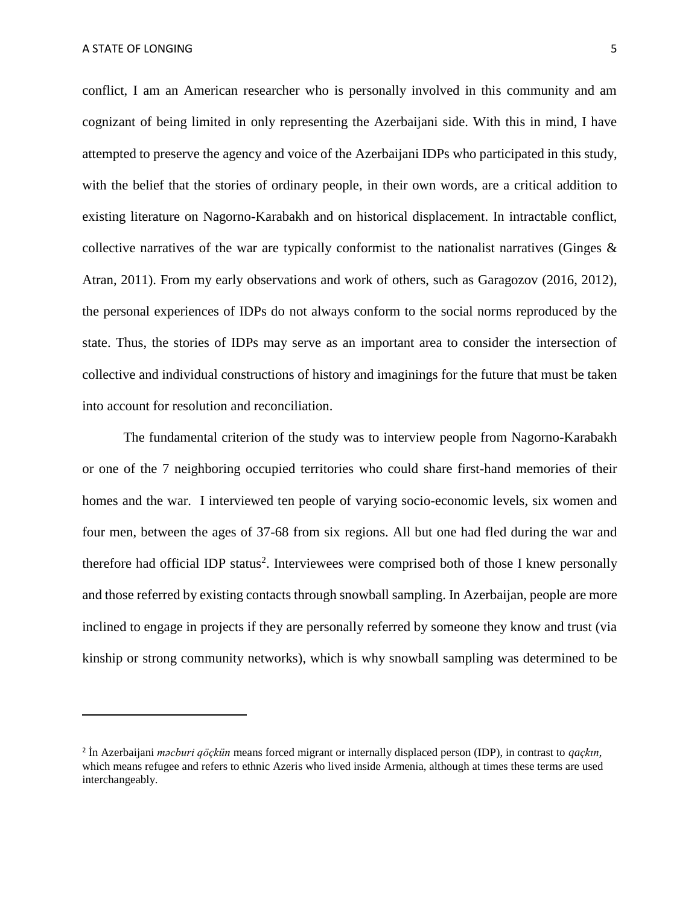conflict, I am an American researcher who is personally involved in this community and am cognizant of being limited in only representing the Azerbaijani side. With this in mind, I have attempted to preserve the agency and voice of the Azerbaijani IDPs who participated in this study, with the belief that the stories of ordinary people, in their own words, are a critical addition to existing literature on Nagorno-Karabakh and on historical displacement. In intractable conflict, collective narratives of the war are typically conformist to the nationalist narratives (Ginges & Atran, 2011). From my early observations and work of others, such as Garagozov (2016, 2012), the personal experiences of IDPs do not always conform to the social norms reproduced by the state. Thus, the stories of IDPs may serve as an important area to consider the intersection of collective and individual constructions of history and imaginings for the future that must be taken into account for resolution and reconciliation.

The fundamental criterion of the study was to interview people from Nagorno-Karabakh or one of the 7 neighboring occupied territories who could share first-hand memories of their homes and the war. I interviewed ten people of varying socio-economic levels, six women and four men, between the ages of 37-68 from six regions. All but one had fled during the war and therefore had official IDP status[2]. Interviewees were comprised both of those I knew personally and those referred by existing contacts through snowball sampling. In Azerbaijan, people are more inclined to engage in projects if they are personally referred by someone they know and trust (via kinship or strong community networks), which is why snowball sampling was determined to be

---

[2] İn Azerbaijani *məcburi qöçkün* means forced migrant or internally displaced person (IDP), in contrast to *qaçkın*, which means refugee and refers to ethnic Azeris who lived inside Armenia, although at times these terms are used interchangeably.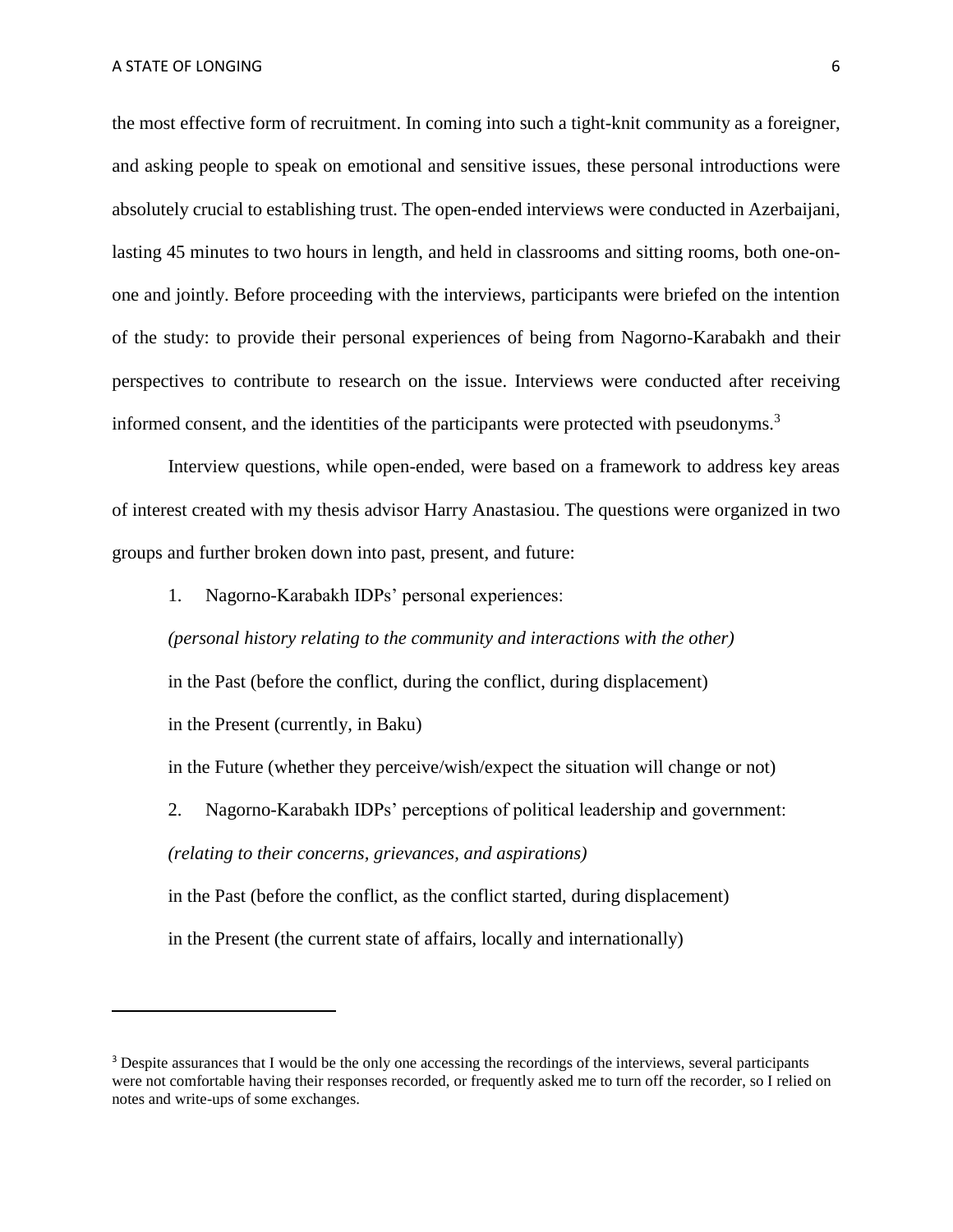the most effective form of recruitment. In coming into such a tight-knit community as a foreigner, and asking people to speak on emotional and sensitive issues, these personal introductions were absolutely crucial to establishing trust. The open-ended interviews were conducted in Azerbaijani, lasting 45 minutes to two hours in length, and held in classrooms and sitting rooms, both one-on-one and jointly. Before proceeding with the interviews, participants were briefed on the intention of the study: to provide their personal experiences of being from Nagorno-Karabakh and their perspectives to contribute to research on the issue. Interviews were conducted after receiving informed consent, and the identities of the participants were protected with pseudonyms.[3]

Interview questions, while open-ended, were based on a framework to address key areas of interest created with my thesis advisor Harry Anastasiou. The questions were organized in two groups and further broken down into past, present, and future:

1. Nagorno-Karabakh IDPs' personal experiences:

   *(personal history relating to the community and interactions with the other)*

   in the Past (before the conflict, during the conflict, during displacement)

   in the Present (currently, in Baku)

   in the Future (whether they perceive/wish/expect the situation will change or not)

2. Nagorno-Karabakh IDPs' perceptions of political leadership and government:

   *(relating to their concerns, grievances, and aspirations)*

   in the Past (before the conflict, as the conflict started, during displacement)

   in the Present (the current state of affairs, locally and internationally)

---

[3] Despite assurances that I would be the only one accessing the recordings of the interviews, several participants were not comfortable having their responses recorded, or frequently asked me to turn off the recorder, so I relied on notes and write-ups of some exchanges.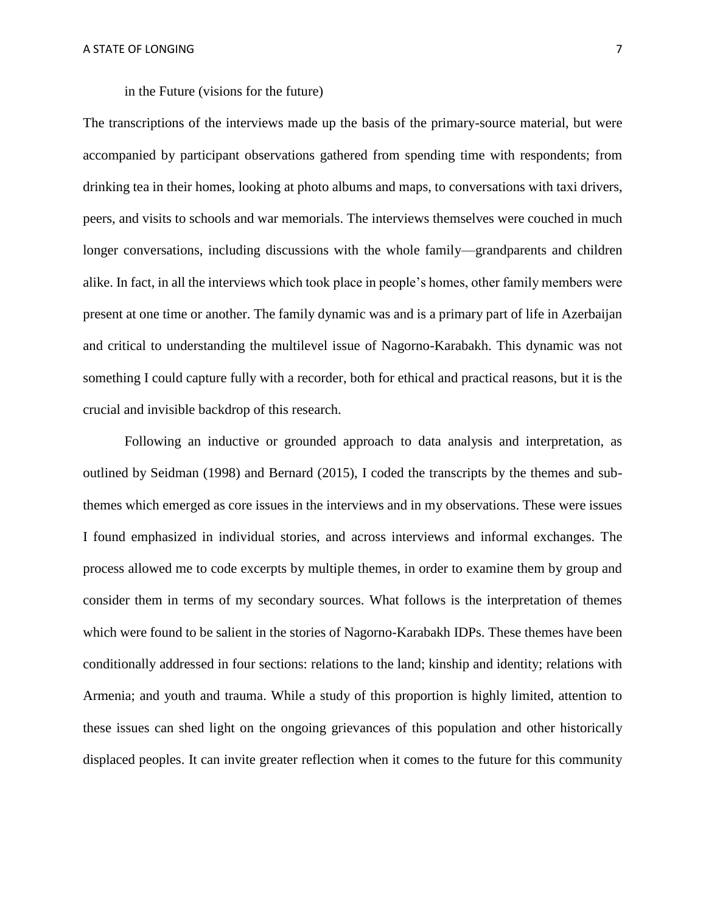in the Future (visions for the future)

The transcriptions of the interviews made up the basis of the primary-source material, but were accompanied by participant observations gathered from spending time with respondents; from drinking tea in their homes, looking at photo albums and maps, to conversations with taxi drivers, peers, and visits to schools and war memorials. The interviews themselves were couched in much longer conversations, including discussions with the whole family—grandparents and children alike. In fact, in all the interviews which took place in people's homes, other family members were present at one time or another. The family dynamic was and is a primary part of life in Azerbaijan and critical to understanding the multilevel issue of Nagorno-Karabakh. This dynamic was not something I could capture fully with a recorder, both for ethical and practical reasons, but it is the crucial and invisible backdrop of this research.

Following an inductive or grounded approach to data analysis and interpretation, as outlined by Seidman (1998) and Bernard (2015), I coded the transcripts by the themes and sub-themes which emerged as core issues in the interviews and in my observations. These were issues I found emphasized in individual stories, and across interviews and informal exchanges. The process allowed me to code excerpts by multiple themes, in order to examine them by group and consider them in terms of my secondary sources. What follows is the interpretation of themes which were found to be salient in the stories of Nagorno-Karabakh IDPs. These themes have been conditionally addressed in four sections: relations to the land; kinship and identity; relations with Armenia; and youth and trauma. While a study of this proportion is highly limited, attention to these issues can shed light on the ongoing grievances of this population and other historically displaced peoples. It can invite greater reflection when it comes to the future for this community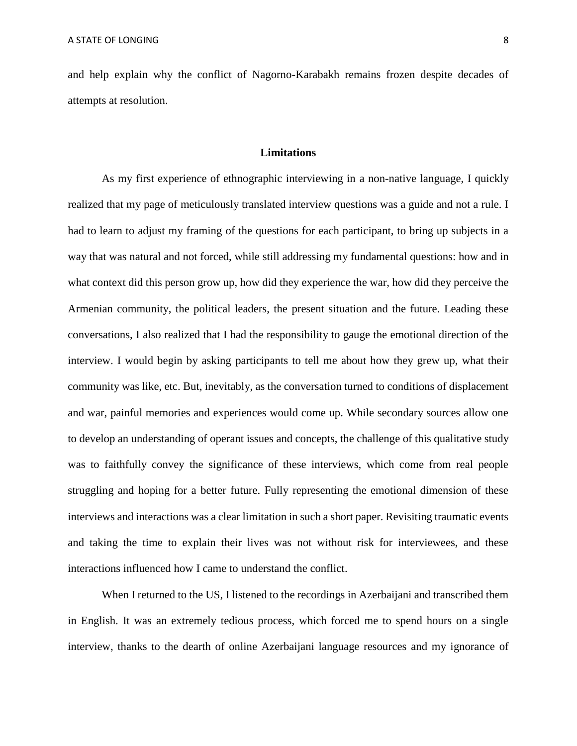and help explain why the conflict of Nagorno-Karabakh remains frozen despite decades of attempts at resolution.

## Limitations

As my first experience of ethnographic interviewing in a non-native language, I quickly realized that my page of meticulously translated interview questions was a guide and not a rule. I had to learn to adjust my framing of the questions for each participant, to bring up subjects in a way that was natural and not forced, while still addressing my fundamental questions: how and in what context did this person grow up, how did they experience the war, how did they perceive the Armenian community, the political leaders, the present situation and the future. Leading these conversations, I also realized that I had the responsibility to gauge the emotional direction of the interview. I would begin by asking participants to tell me about how they grew up, what their community was like, etc. But, inevitably, as the conversation turned to conditions of displacement and war, painful memories and experiences would come up. While secondary sources allow one to develop an understanding of operant issues and concepts, the challenge of this qualitative study was to faithfully convey the significance of these interviews, which come from real people struggling and hoping for a better future. Fully representing the emotional dimension of these interviews and interactions was a clear limitation in such a short paper. Revisiting traumatic events and taking the time to explain their lives was not without risk for interviewees, and these interactions influenced how I came to understand the conflict.

When I returned to the US, I listened to the recordings in Azerbaijani and transcribed them in English. It was an extremely tedious process, which forced me to spend hours on a single interview, thanks to the dearth of online Azerbaijani language resources and my ignorance of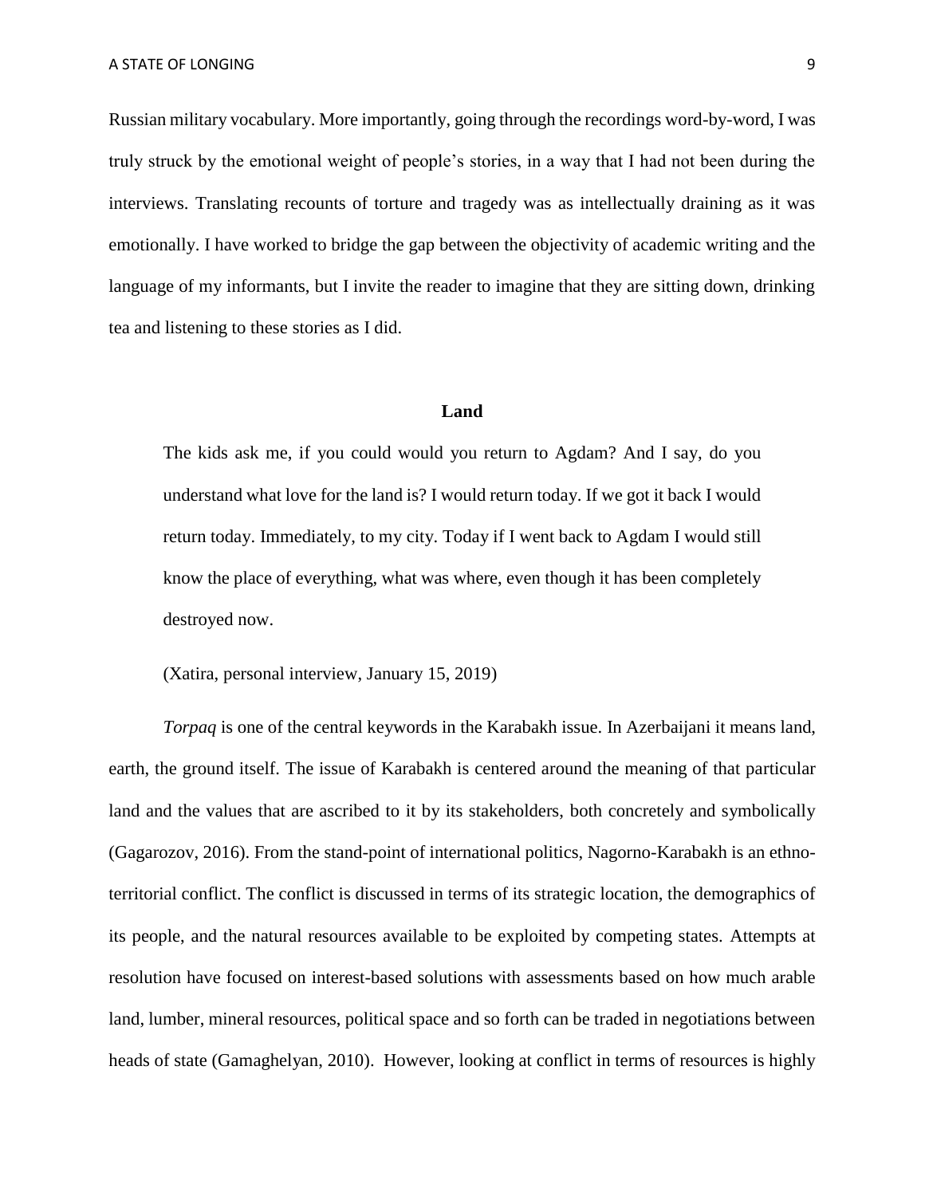Russian military vocabulary. More importantly, going through the recordings word-by-word, I was truly struck by the emotional weight of people's stories, in a way that I had not been during the interviews. Translating recounts of torture and tragedy was as intellectually draining as it was emotionally. I have worked to bridge the gap between the objectivity of academic writing and the language of my informants, but I invite the reader to imagine that they are sitting down, drinking tea and listening to these stories as I did.

## Land

> The kids ask me, if you could would you return to Agdam? And I say, do you understand what love for the land is? I would return today. If we got it back I would return today. Immediately, to my city. Today if I went back to Agdam I would still know the place of everything, what was where, even though it has been completely destroyed now.
>
> (Xatira, personal interview, January 15, 2019)

*Torpaq* is one of the central keywords in the Karabakh issue. In Azerbaijani it means land, earth, the ground itself. The issue of Karabakh is centered around the meaning of that particular land and the values that are ascribed to it by its stakeholders, both concretely and symbolically (Gagarozov, 2016). From the stand-point of international politics, Nagorno-Karabakh is an ethno-territorial conflict. The conflict is discussed in terms of its strategic location, the demographics of its people, and the natural resources available to be exploited by competing states. Attempts at resolution have focused on interest-based solutions with assessments based on how much arable land, lumber, mineral resources, political space and so forth can be traded in negotiations between heads of state (Gamaghelyan, 2010). However, looking at conflict in terms of resources is highly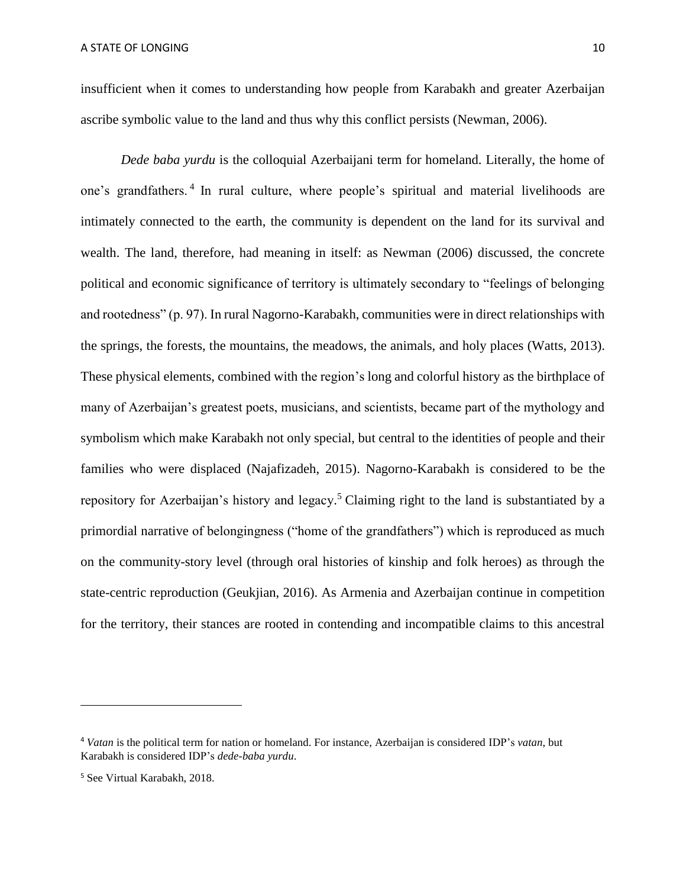insufficient when it comes to understanding how people from Karabakh and greater Azerbaijan ascribe symbolic value to the land and thus why this conflict persists (Newman, 2006).

*Dede baba yurdu* is the colloquial Azerbaijani term for homeland. Literally, the home of one's grandfathers.[4] In rural culture, where people's spiritual and material livelihoods are intimately connected to the earth, the community is dependent on the land for its survival and wealth. The land, therefore, had meaning in itself: as Newman (2006) discussed, the concrete political and economic significance of territory is ultimately secondary to "feelings of belonging and rootedness" (p. 97). In rural Nagorno-Karabakh, communities were in direct relationships with the springs, the forests, the mountains, the meadows, the animals, and holy places (Watts, 2013). These physical elements, combined with the region's long and colorful history as the birthplace of many of Azerbaijan's greatest poets, musicians, and scientists, became part of the mythology and symbolism which make Karabakh not only special, but central to the identities of people and their families who were displaced (Najafizadeh, 2015). Nagorno-Karabakh is considered to be the repository for Azerbaijan's history and legacy.[5] Claiming right to the land is substantiated by a primordial narrative of belongingness ("home of the grandfathers") which is reproduced as much on the community-story level (through oral histories of kinship and folk heroes) as through the state-centric reproduction (Geukjian, 2016). As Armenia and Azerbaijan continue in competition for the territory, their stances are rooted in contending and incompatible claims to this ancestral

---

[4] *Vatan* is the political term for nation or homeland. For instance, Azerbaijan is considered IDP's *vatan*, but Karabakh is considered IDP's *dede-baba yurdu*.

[5] See Virtual Karabakh, 2018.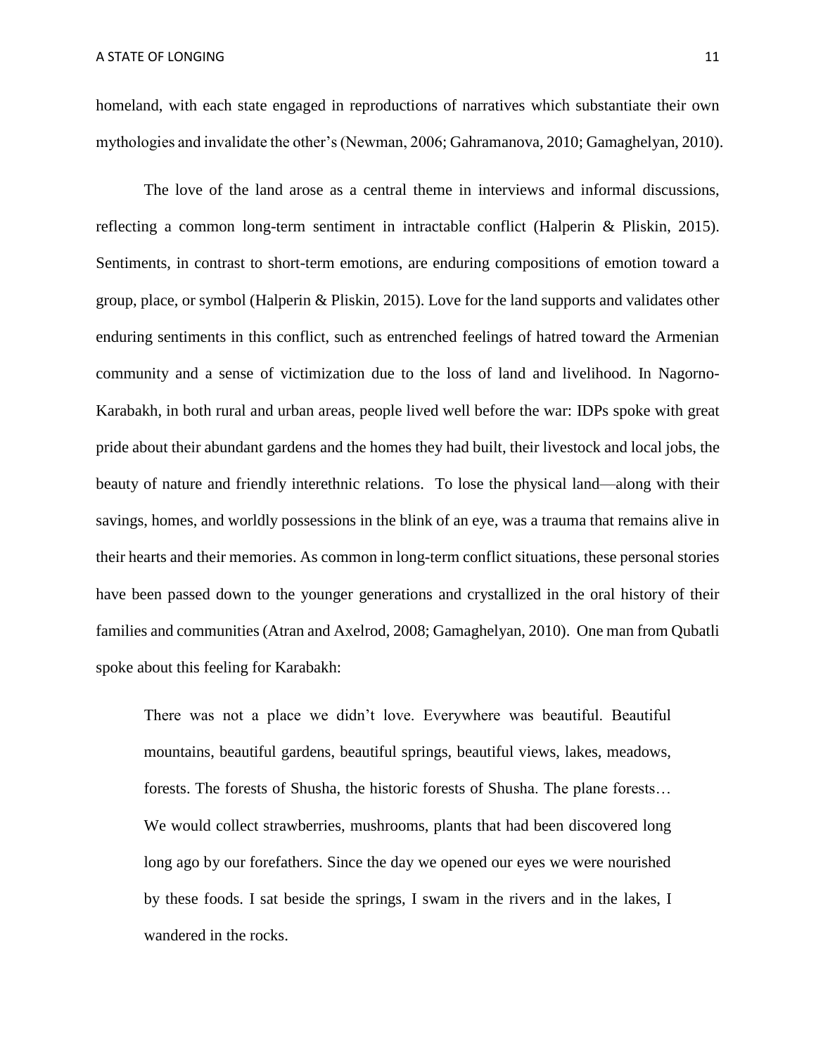homeland, with each state engaged in reproductions of narratives which substantiate their own mythologies and invalidate the other's (Newman, 2006; Gahramanova, 2010; Gamaghelyan, 2010).

The love of the land arose as a central theme in interviews and informal discussions, reflecting a common long-term sentiment in intractable conflict (Halperin & Pliskin, 2015). Sentiments, in contrast to short-term emotions, are enduring compositions of emotion toward a group, place, or symbol (Halperin & Pliskin, 2015). Love for the land supports and validates other enduring sentiments in this conflict, such as entrenched feelings of hatred toward the Armenian community and a sense of victimization due to the loss of land and livelihood. In Nagorno-Karabakh, in both rural and urban areas, people lived well before the war: IDPs spoke with great pride about their abundant gardens and the homes they had built, their livestock and local jobs, the beauty of nature and friendly interethnic relations. To lose the physical land—along with their savings, homes, and worldly possessions in the blink of an eye, was a trauma that remains alive in their hearts and their memories. As common in long-term conflict situations, these personal stories have been passed down to the younger generations and crystallized in the oral history of their families and communities (Atran and Axelrod, 2008; Gamaghelyan, 2010). One man from Qubatli spoke about this feeling for Karabakh:

> There was not a place we didn't love. Everywhere was beautiful. Beautiful mountains, beautiful gardens, beautiful springs, beautiful views, lakes, meadows, forests. The forests of Shusha, the historic forests of Shusha. The plane forests… We would collect strawberries, mushrooms, plants that had been discovered long long ago by our forefathers. Since the day we opened our eyes we were nourished by these foods. I sat beside the springs, I swam in the rivers and in the lakes, I wandered in the rocks.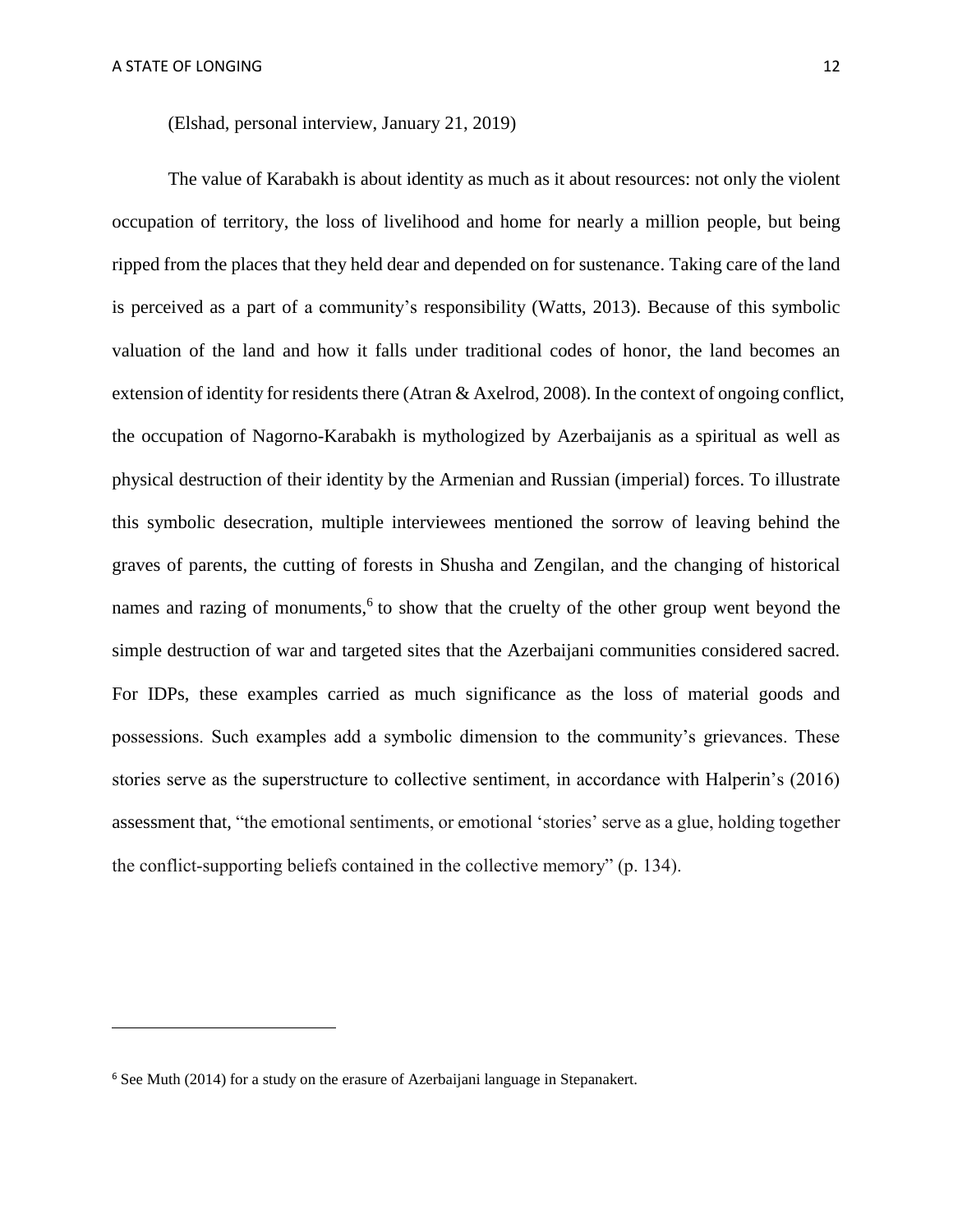(Elshad, personal interview, January 21, 2019)

The value of Karabakh is about identity as much as it about resources: not only the violent occupation of territory, the loss of livelihood and home for nearly a million people, but being ripped from the places that they held dear and depended on for sustenance. Taking care of the land is perceived as a part of a community's responsibility (Watts, 2013). Because of this symbolic valuation of the land and how it falls under traditional codes of honor, the land becomes an extension of identity for residents there (Atran & Axelrod, 2008). In the context of ongoing conflict, the occupation of Nagorno-Karabakh is mythologized by Azerbaijanis as a spiritual as well as physical destruction of their identity by the Armenian and Russian (imperial) forces. To illustrate this symbolic desecration, multiple interviewees mentioned the sorrow of leaving behind the graves of parents, the cutting of forests in Shusha and Zengilan, and the changing of historical names and razing of monuments,[6] to show that the cruelty of the other group went beyond the simple destruction of war and targeted sites that the Azerbaijani communities considered sacred. For IDPs, these examples carried as much significance as the loss of material goods and possessions. Such examples add a symbolic dimension to the community's grievances. These stories serve as the superstructure to collective sentiment, in accordance with Halperin's (2016) assessment that, "the emotional sentiments, or emotional 'stories' serve as a glue, holding together the conflict-supporting beliefs contained in the collective memory" (p. 134).

---

[6] See Muth (2014) for a study on the erasure of Azerbaijani language in Stepanakert.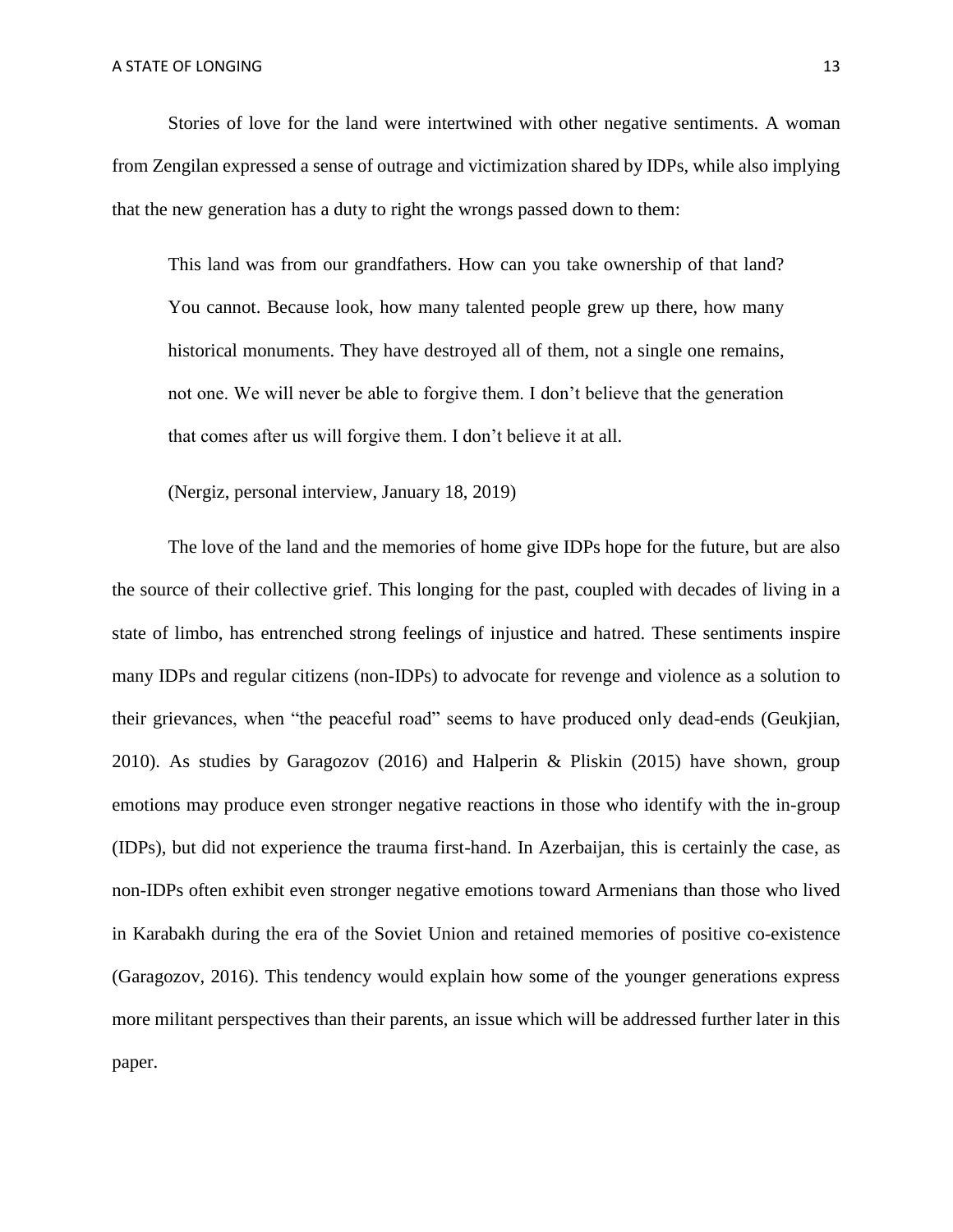Stories of love for the land were intertwined with other negative sentiments. A woman from Zengilan expressed a sense of outrage and victimization shared by IDPs, while also implying that the new generation has a duty to right the wrongs passed down to them:

> This land was from our grandfathers. How can you take ownership of that land? You cannot. Because look, how many talented people grew up there, how many historical monuments. They have destroyed all of them, not a single one remains, not one. We will never be able to forgive them. I don't believe that the generation that comes after us will forgive them. I don't believe it at all.
>
> (Nergiz, personal interview, January 18, 2019)

The love of the land and the memories of home give IDPs hope for the future, but are also the source of their collective grief. This longing for the past, coupled with decades of living in a state of limbo, has entrenched strong feelings of injustice and hatred. These sentiments inspire many IDPs and regular citizens (non-IDPs) to advocate for revenge and violence as a solution to their grievances, when "the peaceful road" seems to have produced only dead-ends (Geukjian, 2010). As studies by Garagozov (2016) and Halperin & Pliskin (2015) have shown, group emotions may produce even stronger negative reactions in those who identify with the in-group (IDPs), but did not experience the trauma first-hand. In Azerbaijan, this is certainly the case, as non-IDPs often exhibit even stronger negative emotions toward Armenians than those who lived in Karabakh during the era of the Soviet Union and retained memories of positive co-existence (Garagozov, 2016). This tendency would explain how some of the younger generations express more militant perspectives than their parents, an issue which will be addressed further later in this paper.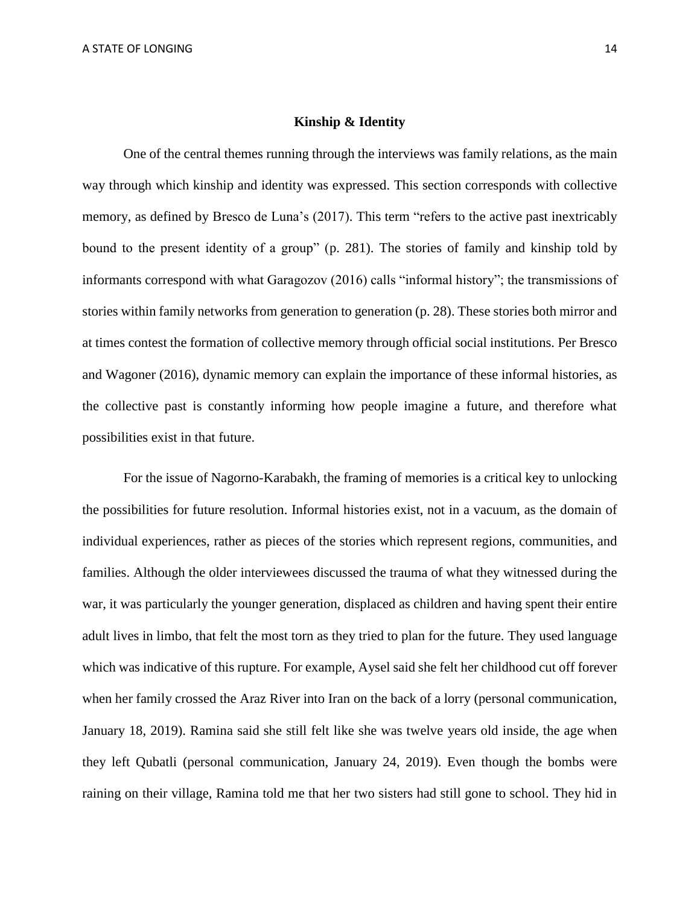## Kinship & Identity

One of the central themes running through the interviews was family relations, as the main way through which kinship and identity was expressed. This section corresponds with collective memory, as defined by Bresco de Luna's (2017). This term "refers to the active past inextricably bound to the present identity of a group" (p. 281). The stories of family and kinship told by informants correspond with what Garagozov (2016) calls "informal history"; the transmissions of stories within family networks from generation to generation (p. 28). These stories both mirror and at times contest the formation of collective memory through official social institutions. Per Bresco and Wagoner (2016), dynamic memory can explain the importance of these informal histories, as the collective past is constantly informing how people imagine a future, and therefore what possibilities exist in that future.

For the issue of Nagorno-Karabakh, the framing of memories is a critical key to unlocking the possibilities for future resolution. Informal histories exist, not in a vacuum, as the domain of individual experiences, rather as pieces of the stories which represent regions, communities, and families. Although the older interviewees discussed the trauma of what they witnessed during the war, it was particularly the younger generation, displaced as children and having spent their entire adult lives in limbo, that felt the most torn as they tried to plan for the future. They used language which was indicative of this rupture. For example, Aysel said she felt her childhood cut off forever when her family crossed the Araz River into Iran on the back of a lorry (personal communication, January 18, 2019). Ramina said she still felt like she was twelve years old inside, the age when they left Qubatli (personal communication, January 24, 2019). Even though the bombs were raining on their village, Ramina told me that her two sisters had still gone to school. They hid in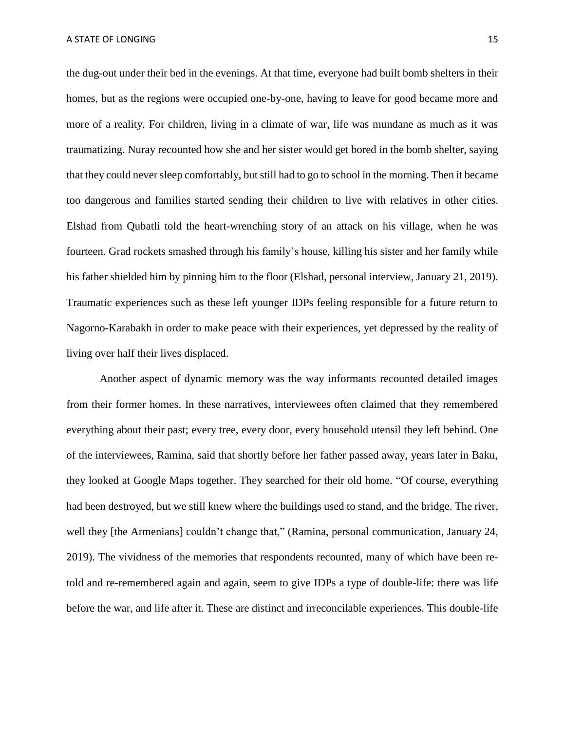the dug-out under their bed in the evenings. At that time, everyone had built bomb shelters in their homes, but as the regions were occupied one-by-one, having to leave for good became more and more of a reality. For children, living in a climate of war, life was mundane as much as it was traumatizing. Nuray recounted how she and her sister would get bored in the bomb shelter, saying that they could never sleep comfortably, but still had to go to school in the morning. Then it became too dangerous and families started sending their children to live with relatives in other cities. Elshad from Qubatli told the heart-wrenching story of an attack on his village, when he was fourteen. Grad rockets smashed through his family's house, killing his sister and her family while his father shielded him by pinning him to the floor (Elshad, personal interview, January 21, 2019). Traumatic experiences such as these left younger IDPs feeling responsible for a future return to Nagorno-Karabakh in order to make peace with their experiences, yet depressed by the reality of living over half their lives displaced.

Another aspect of dynamic memory was the way informants recounted detailed images from their former homes. In these narratives, interviewees often claimed that they remembered everything about their past; every tree, every door, every household utensil they left behind. One of the interviewees, Ramina, said that shortly before her father passed away, years later in Baku, they looked at Google Maps together. They searched for their old home. "Of course, everything had been destroyed, but we still knew where the buildings used to stand, and the bridge. The river, well they [the Armenians] couldn't change that," (Ramina, personal communication, January 24, 2019). The vividness of the memories that respondents recounted, many of which have been re-told and re-remembered again and again, seem to give IDPs a type of double-life: there was life before the war, and life after it. These are distinct and irreconcilable experiences. This double-life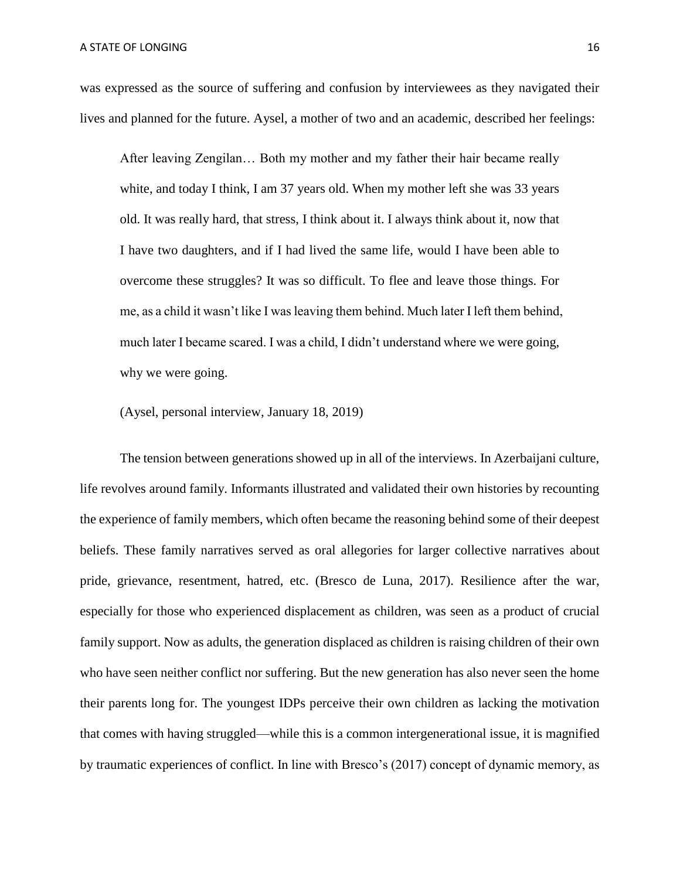was expressed as the source of suffering and confusion by interviewees as they navigated their lives and planned for the future. Aysel, a mother of two and an academic, described her feelings:

> After leaving Zengilan… Both my mother and my father their hair became really white, and today I think, I am 37 years old. When my mother left she was 33 years old. It was really hard, that stress, I think about it. I always think about it, now that I have two daughters, and if I had lived the same life, would I have been able to overcome these struggles? It was so difficult. To flee and leave those things. For me, as a child it wasn't like I was leaving them behind. Much later I left them behind, much later I became scared. I was a child, I didn't understand where we were going, why we were going.
>
> (Aysel, personal interview, January 18, 2019)

The tension between generations showed up in all of the interviews. In Azerbaijani culture, life revolves around family. Informants illustrated and validated their own histories by recounting the experience of family members, which often became the reasoning behind some of their deepest beliefs. These family narratives served as oral allegories for larger collective narratives about pride, grievance, resentment, hatred, etc. (Bresco de Luna, 2017). Resilience after the war, especially for those who experienced displacement as children, was seen as a product of crucial family support. Now as adults, the generation displaced as children is raising children of their own who have seen neither conflict nor suffering. But the new generation has also never seen the home their parents long for. The youngest IDPs perceive their own children as lacking the motivation that comes with having struggled—while this is a common intergenerational issue, it is magnified by traumatic experiences of conflict. In line with Bresco's (2017) concept of dynamic memory, as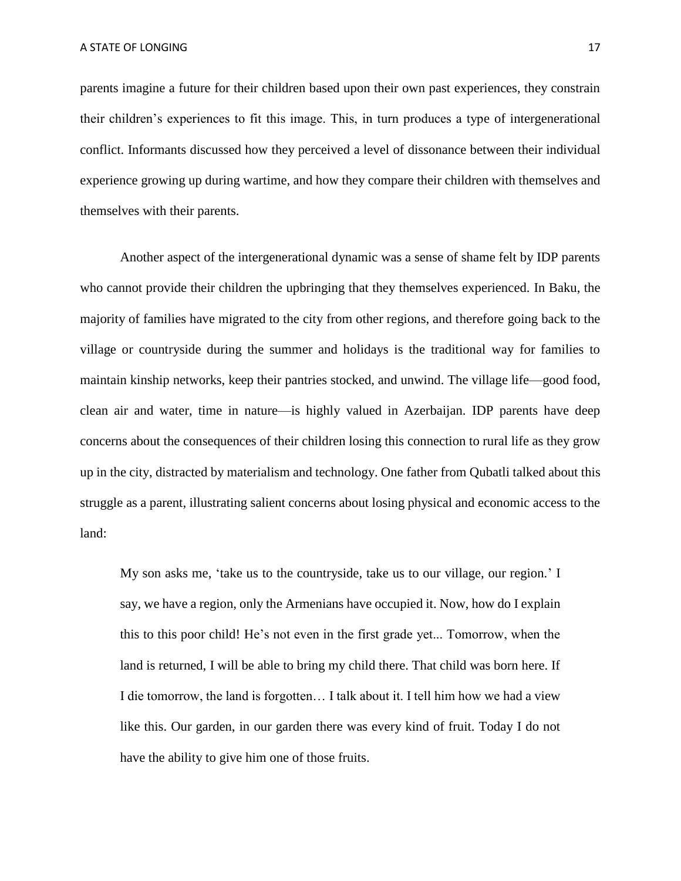parents imagine a future for their children based upon their own past experiences, they constrain their children's experiences to fit this image. This, in turn produces a type of intergenerational conflict. Informants discussed how they perceived a level of dissonance between their individual experience growing up during wartime, and how they compare their children with themselves and themselves with their parents.

Another aspect of the intergenerational dynamic was a sense of shame felt by IDP parents who cannot provide their children the upbringing that they themselves experienced. In Baku, the majority of families have migrated to the city from other regions, and therefore going back to the village or countryside during the summer and holidays is the traditional way for families to maintain kinship networks, keep their pantries stocked, and unwind. The village life—good food, clean air and water, time in nature—is highly valued in Azerbaijan. IDP parents have deep concerns about the consequences of their children losing this connection to rural life as they grow up in the city, distracted by materialism and technology. One father from Qubatli talked about this struggle as a parent, illustrating salient concerns about losing physical and economic access to the land:

> My son asks me, 'take us to the countryside, take us to our village, our region.' I say, we have a region, only the Armenians have occupied it. Now, how do I explain this to this poor child! He's not even in the first grade yet... Tomorrow, when the land is returned, I will be able to bring my child there. That child was born here. If I die tomorrow, the land is forgotten… I talk about it. I tell him how we had a view like this. Our garden, in our garden there was every kind of fruit. Today I do not have the ability to give him one of those fruits.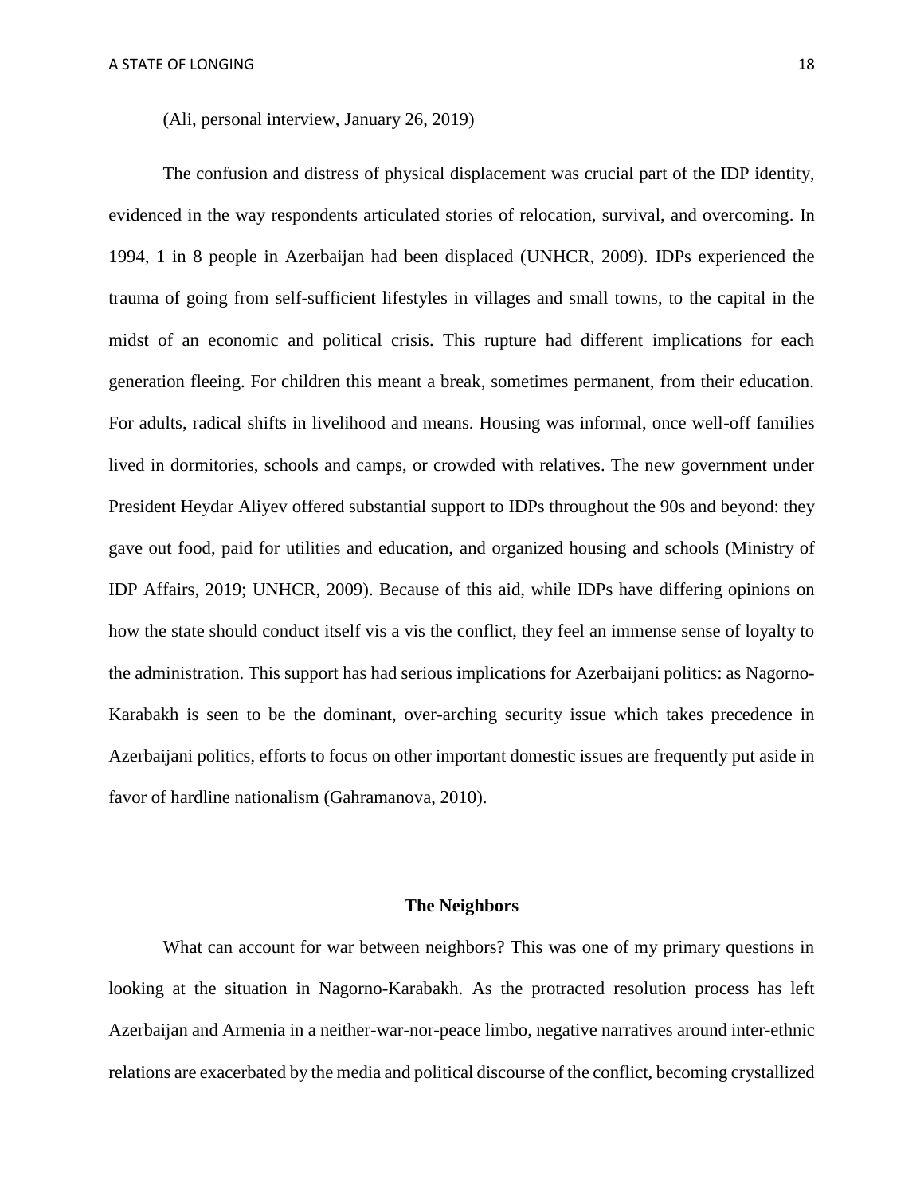(Ali, personal interview, January 26, 2019)

The confusion and distress of physical displacement was crucial part of the IDP identity, evidenced in the way respondents articulated stories of relocation, survival, and overcoming. In 1994, 1 in 8 people in Azerbaijan had been displaced (UNHCR, 2009). IDPs experienced the trauma of going from self-sufficient lifestyles in villages and small towns, to the capital in the midst of an economic and political crisis. This rupture had different implications for each generation fleeing. For children this meant a break, sometimes permanent, from their education. For adults, radical shifts in livelihood and means. Housing was informal, once well-off families lived in dormitories, schools and camps, or crowded with relatives. The new government under President Heydar Aliyev offered substantial support to IDPs throughout the 90s and beyond: they gave out food, paid for utilities and education, and organized housing and schools (Ministry of IDP Affairs, 2019; UNHCR, 2009). Because of this aid, while IDPs have differing opinions on how the state should conduct itself vis a vis the conflict, they feel an immense sense of loyalty to the administration. This support has had serious implications for Azerbaijani politics: as Nagorno-Karabakh is seen to be the dominant, over-arching security issue which takes precedence in Azerbaijani politics, efforts to focus on other important domestic issues are frequently put aside in favor of hardline nationalism (Gahramanova, 2010).

## The Neighbors

What can account for war between neighbors? This was one of my primary questions in looking at the situation in Nagorno-Karabakh. As the protracted resolution process has left Azerbaijan and Armenia in a neither-war-nor-peace limbo, negative narratives around inter-ethnic relations are exacerbated by the media and political discourse of the conflict, becoming crystallized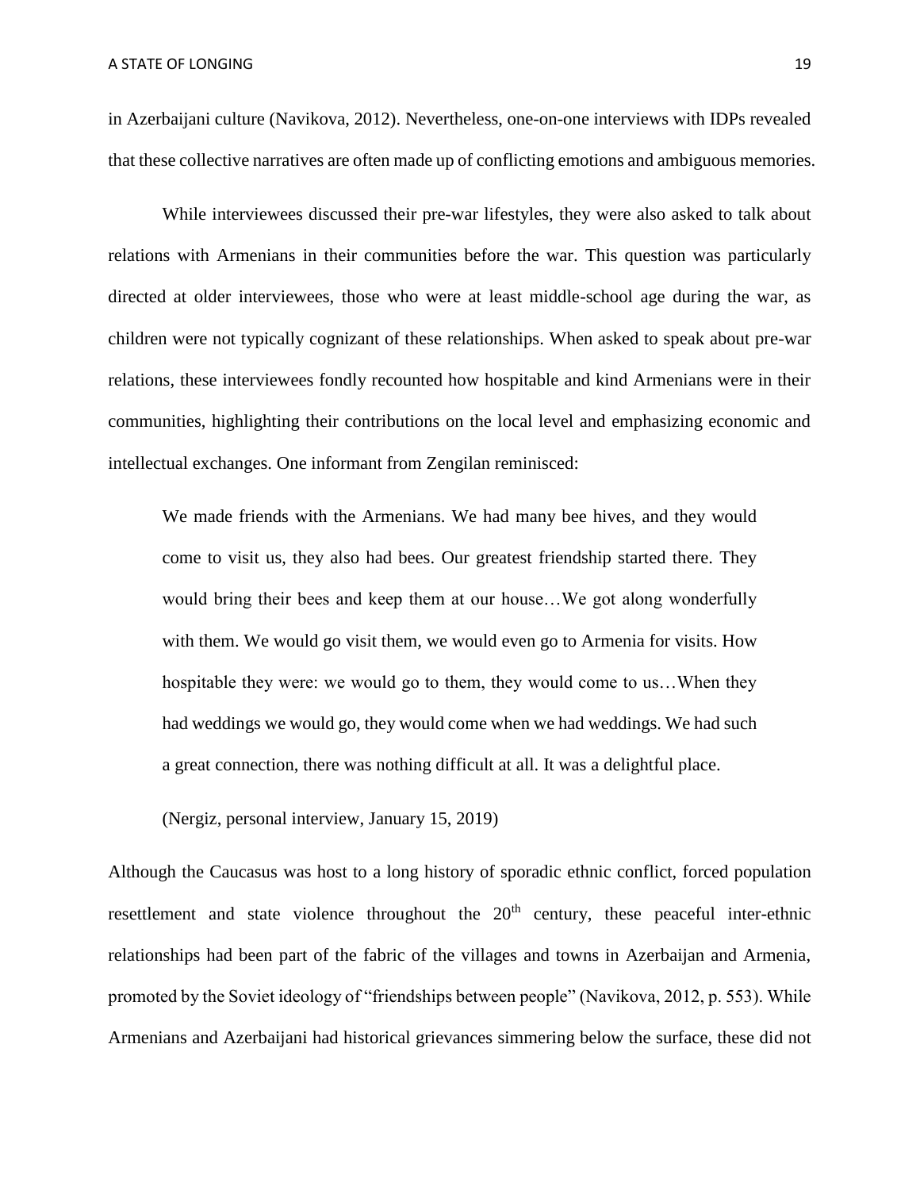in Azerbaijani culture (Navikova, 2012). Nevertheless, one-on-one interviews with IDPs revealed that these collective narratives are often made up of conflicting emotions and ambiguous memories.

While interviewees discussed their pre-war lifestyles, they were also asked to talk about relations with Armenians in their communities before the war. This question was particularly directed at older interviewees, those who were at least middle-school age during the war, as children were not typically cognizant of these relationships. When asked to speak about pre-war relations, these interviewees fondly recounted how hospitable and kind Armenians were in their communities, highlighting their contributions on the local level and emphasizing economic and intellectual exchanges. One informant from Zengilan reminisced:

> We made friends with the Armenians. We had many bee hives, and they would come to visit us, they also had bees. Our greatest friendship started there. They would bring their bees and keep them at our house…We got along wonderfully with them. We would go visit them, we would even go to Armenia for visits. How hospitable they were: we would go to them, they would come to us…When they had weddings we would go, they would come when we had weddings. We had such a great connection, there was nothing difficult at all. It was a delightful place.
>
> (Nergiz, personal interview, January 15, 2019)

Although the Caucasus was host to a long history of sporadic ethnic conflict, forced population resettlement and state violence throughout the 20th century, these peaceful inter-ethnic relationships had been part of the fabric of the villages and towns in Azerbaijan and Armenia, promoted by the Soviet ideology of "friendships between people" (Navikova, 2012, p. 553). While Armenians and Azerbaijani had historical grievances simmering below the surface, these did not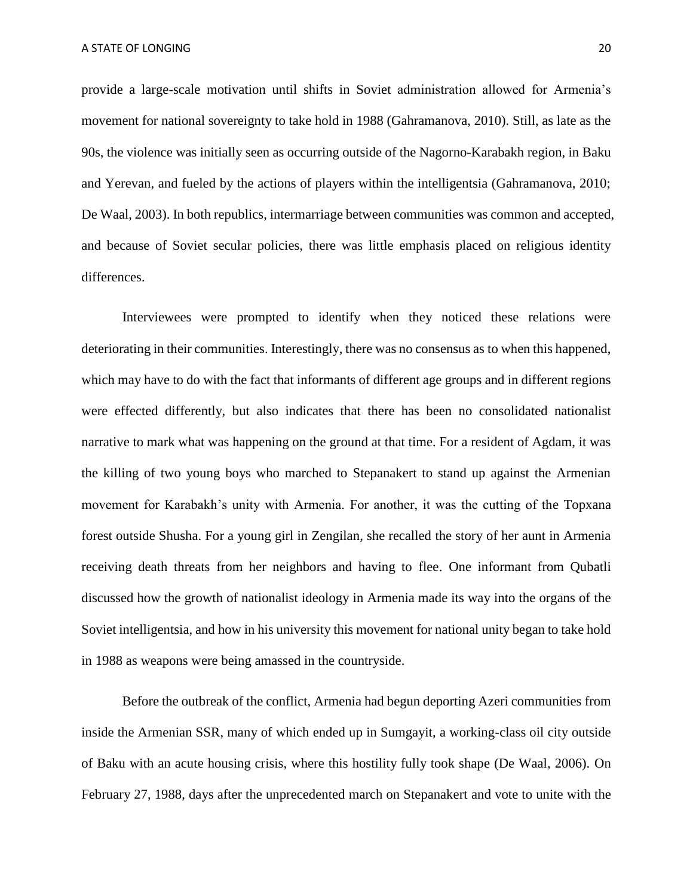provide a large-scale motivation until shifts in Soviet administration allowed for Armenia's movement for national sovereignty to take hold in 1988 (Gahramanova, 2010). Still, as late as the 90s, the violence was initially seen as occurring outside of the Nagorno-Karabakh region, in Baku and Yerevan, and fueled by the actions of players within the intelligentsia (Gahramanova, 2010; De Waal, 2003). In both republics, intermarriage between communities was common and accepted, and because of Soviet secular policies, there was little emphasis placed on religious identity differences.

Interviewees were prompted to identify when they noticed these relations were deteriorating in their communities. Interestingly, there was no consensus as to when this happened, which may have to do with the fact that informants of different age groups and in different regions were effected differently, but also indicates that there has been no consolidated nationalist narrative to mark what was happening on the ground at that time. For a resident of Agdam, it was the killing of two young boys who marched to Stepanakert to stand up against the Armenian movement for Karabakh's unity with Armenia. For another, it was the cutting of the Topxana forest outside Shusha. For a young girl in Zengilan, she recalled the story of her aunt in Armenia receiving death threats from her neighbors and having to flee. One informant from Qubatli discussed how the growth of nationalist ideology in Armenia made its way into the organs of the Soviet intelligentsia, and how in his university this movement for national unity began to take hold in 1988 as weapons were being amassed in the countryside.

Before the outbreak of the conflict, Armenia had begun deporting Azeri communities from inside the Armenian SSR, many of which ended up in Sumgayit, a working-class oil city outside of Baku with an acute housing crisis, where this hostility fully took shape (De Waal, 2006). On February 27, 1988, days after the unprecedented march on Stepanakert and vote to unite with the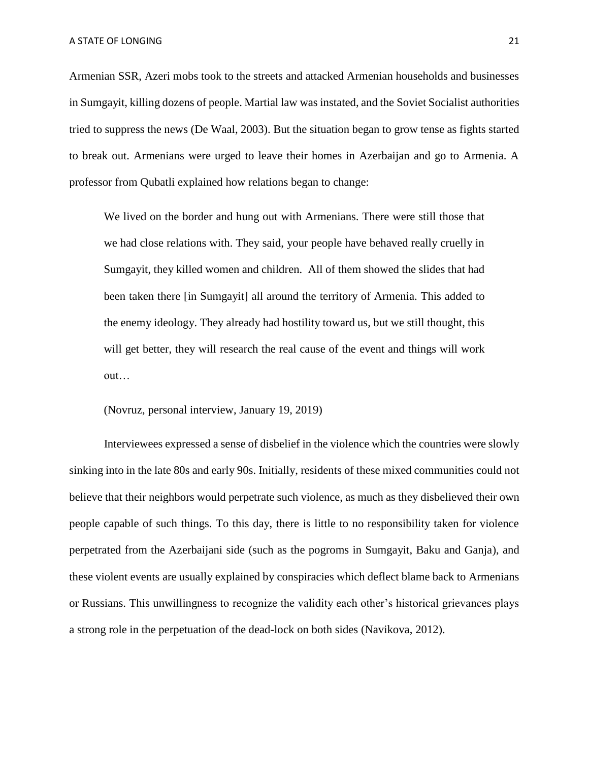Armenian SSR, Azeri mobs took to the streets and attacked Armenian households and businesses in Sumgayit, killing dozens of people. Martial law was instated, and the Soviet Socialist authorities tried to suppress the news (De Waal, 2003). But the situation began to grow tense as fights started to break out. Armenians were urged to leave their homes in Azerbaijan and go to Armenia. A professor from Qubatli explained how relations began to change:

> We lived on the border and hung out with Armenians. There were still those that we had close relations with. They said, your people have behaved really cruelly in Sumgayit, they killed women and children. All of them showed the slides that had been taken there [in Sumgayit] all around the territory of Armenia. This added to the enemy ideology. They already had hostility toward us, but we still thought, this will get better, they will research the real cause of the event and things will work out…
>
> (Novruz, personal interview, January 19, 2019)

Interviewees expressed a sense of disbelief in the violence which the countries were slowly sinking into in the late 80s and early 90s. Initially, residents of these mixed communities could not believe that their neighbors would perpetrate such violence, as much as they disbelieved their own people capable of such things. To this day, there is little to no responsibility taken for violence perpetrated from the Azerbaijani side (such as the pogroms in Sumgayit, Baku and Ganja), and these violent events are usually explained by conspiracies which deflect blame back to Armenians or Russians. This unwillingness to recognize the validity each other's historical grievances plays a strong role in the perpetuation of the dead-lock on both sides (Navikova, 2012).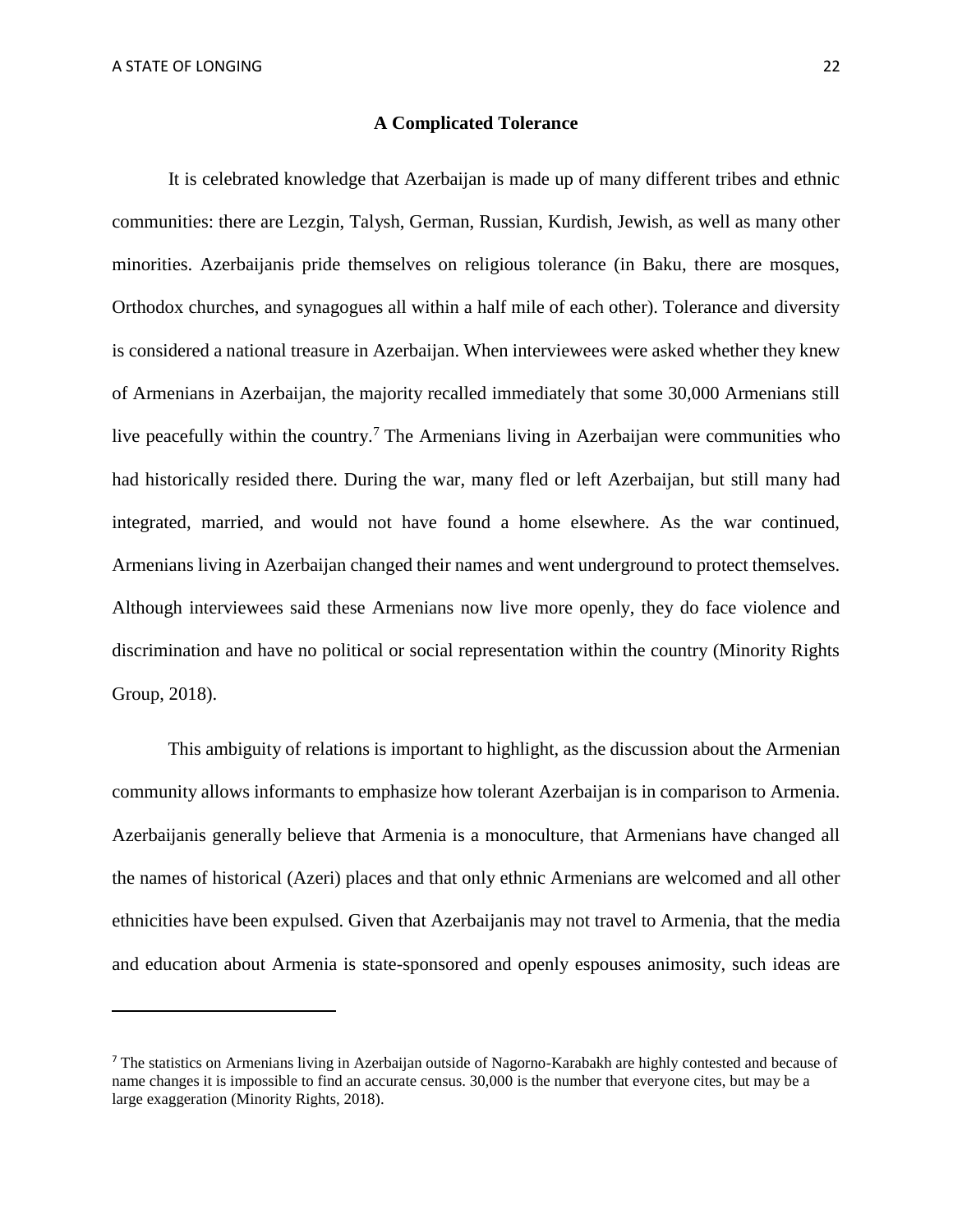## A Complicated Tolerance

It is celebrated knowledge that Azerbaijan is made up of many different tribes and ethnic communities: there are Lezgin, Talysh, German, Russian, Kurdish, Jewish, as well as many other minorities. Azerbaijanis pride themselves on religious tolerance (in Baku, there are mosques, Orthodox churches, and synagogues all within a half mile of each other). Tolerance and diversity is considered a national treasure in Azerbaijan. When interviewees were asked whether they knew of Armenians in Azerbaijan, the majority recalled immediately that some 30,000 Armenians still live peacefully within the country.[7] The Armenians living in Azerbaijan were communities who had historically resided there. During the war, many fled or left Azerbaijan, but still many had integrated, married, and would not have found a home elsewhere. As the war continued, Armenians living in Azerbaijan changed their names and went underground to protect themselves. Although interviewees said these Armenians now live more openly, they do face violence and discrimination and have no political or social representation within the country (Minority Rights Group, 2018).

This ambiguity of relations is important to highlight, as the discussion about the Armenian community allows informants to emphasize how tolerant Azerbaijan is in comparison to Armenia. Azerbaijanis generally believe that Armenia is a monoculture, that Armenians have changed all the names of historical (Azeri) places and that only ethnic Armenians are welcomed and all other ethnicities have been expulsed. Given that Azerbaijanis may not travel to Armenia, that the media and education about Armenia is state-sponsored and openly espouses animosity, such ideas are

---

[7] The statistics on Armenians living in Azerbaijan outside of Nagorno-Karabakh are highly contested and because of name changes it is impossible to find an accurate census. 30,000 is the number that everyone cites, but may be a large exaggeration (Minority Rights, 2018).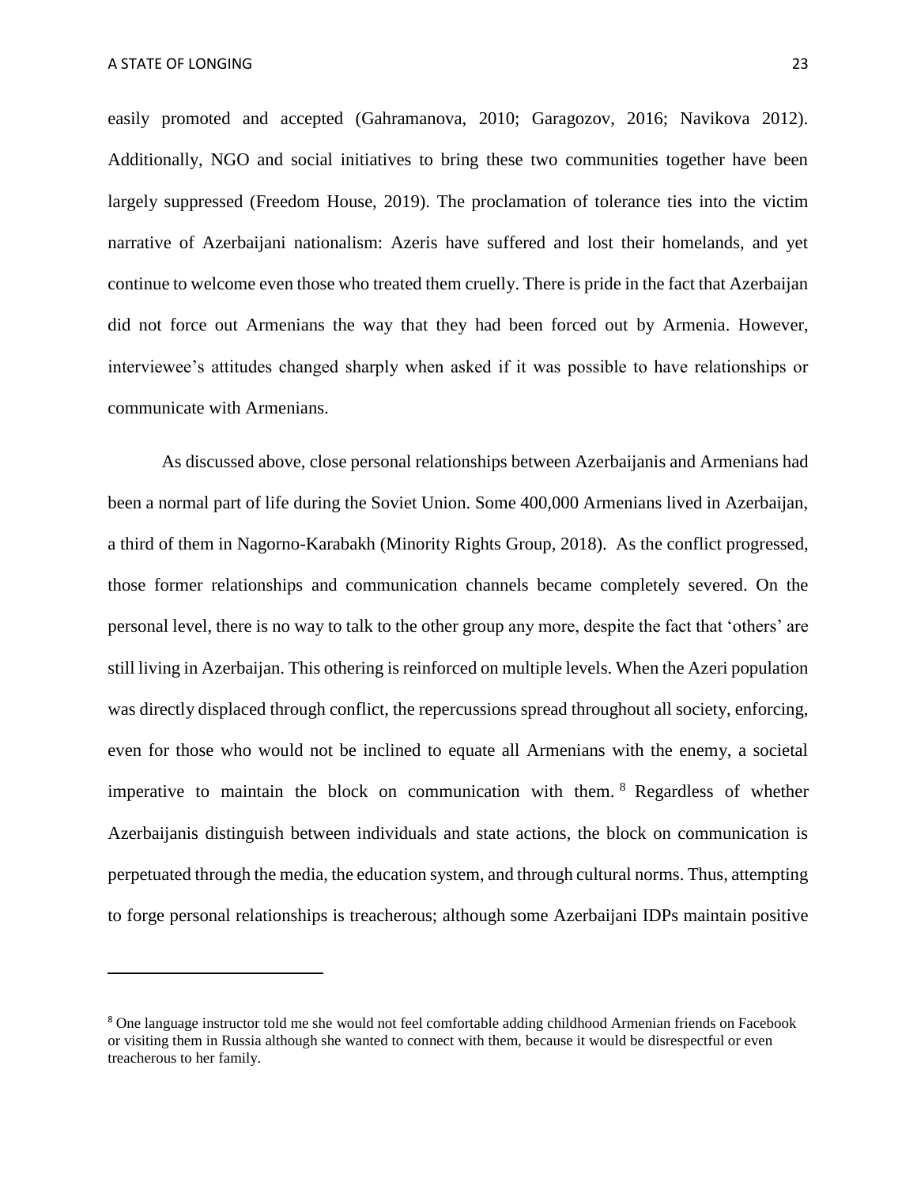easily promoted and accepted (Gahramanova, 2010; Garagozov, 2016; Navikova 2012). Additionally, NGO and social initiatives to bring these two communities together have been largely suppressed (Freedom House, 2019). The proclamation of tolerance ties into the victim narrative of Azerbaijani nationalism: Azeris have suffered and lost their homelands, and yet continue to welcome even those who treated them cruelly. There is pride in the fact that Azerbaijan did not force out Armenians the way that they had been forced out by Armenia. However, interviewee's attitudes changed sharply when asked if it was possible to have relationships or communicate with Armenians.

As discussed above, close personal relationships between Azerbaijanis and Armenians had been a normal part of life during the Soviet Union. Some 400,000 Armenians lived in Azerbaijan, a third of them in Nagorno-Karabakh (Minority Rights Group, 2018). As the conflict progressed, those former relationships and communication channels became completely severed. On the personal level, there is no way to talk to the other group any more, despite the fact that 'others' are still living in Azerbaijan. This othering is reinforced on multiple levels. When the Azeri population was directly displaced through conflict, the repercussions spread throughout all society, enforcing, even for those who would not be inclined to equate all Armenians with the enemy, a societal imperative to maintain the block on communication with them.[8] Regardless of whether Azerbaijanis distinguish between individuals and state actions, the block on communication is perpetuated through the media, the education system, and through cultural norms. Thus, attempting to forge personal relationships is treacherous; although some Azerbaijani IDPs maintain positive

---

[8] One language instructor told me she would not feel comfortable adding childhood Armenian friends on Facebook or visiting them in Russia although she wanted to connect with them, because it would be disrespectful or even treacherous to her family.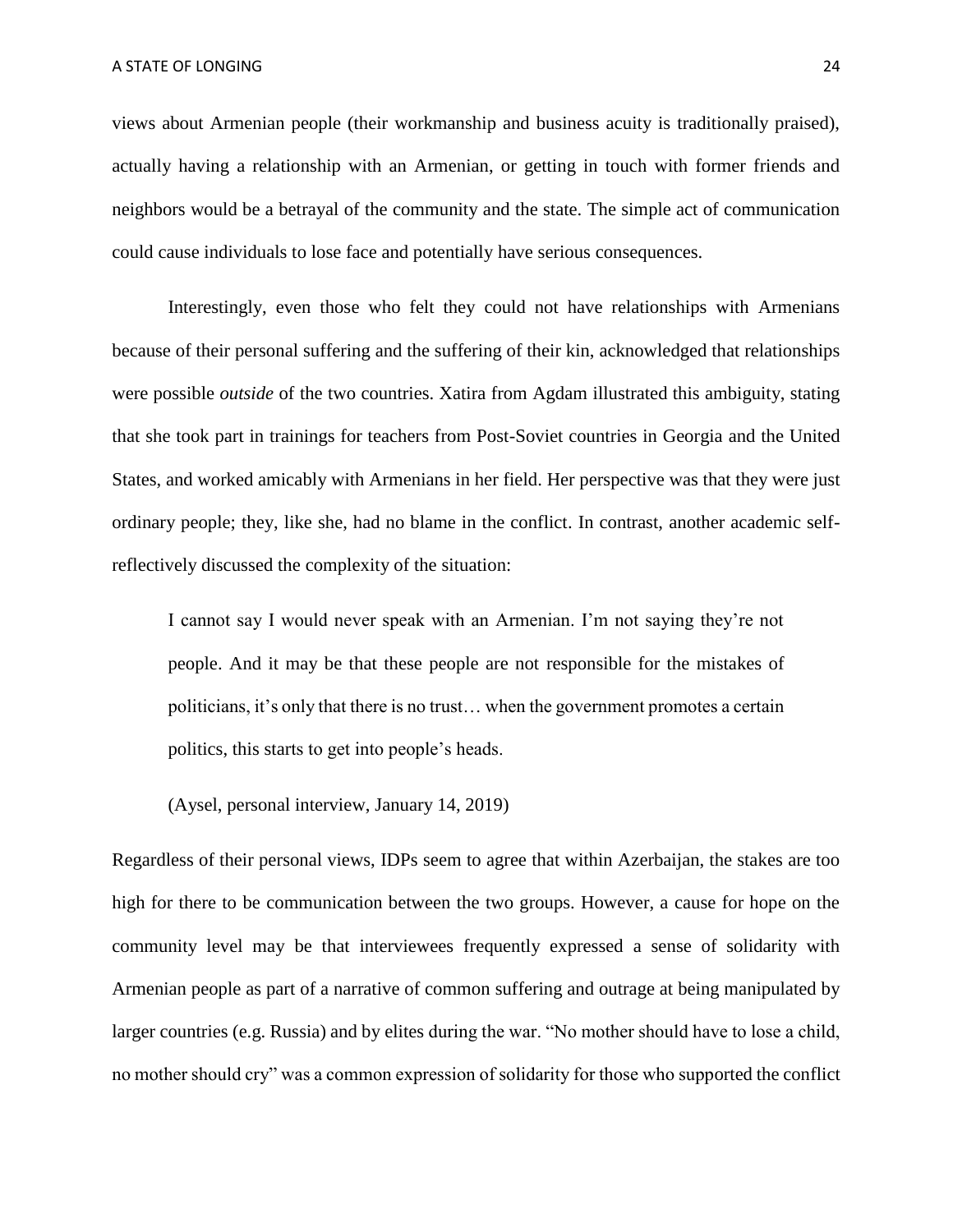views about Armenian people (their workmanship and business acuity is traditionally praised), actually having a relationship with an Armenian, or getting in touch with former friends and neighbors would be a betrayal of the community and the state. The simple act of communication could cause individuals to lose face and potentially have serious consequences.

Interestingly, even those who felt they could not have relationships with Armenians because of their personal suffering and the suffering of their kin, acknowledged that relationships were possible *outside* of the two countries. Xatira from Agdam illustrated this ambiguity, stating that she took part in trainings for teachers from Post-Soviet countries in Georgia and the United States, and worked amicably with Armenians in her field. Her perspective was that they were just ordinary people; they, like she, had no blame in the conflict. In contrast, another academic self-reflectively discussed the complexity of the situation:

> I cannot say I would never speak with an Armenian. I'm not saying they're not people. And it may be that these people are not responsible for the mistakes of politicians, it's only that there is no trust… when the government promotes a certain politics, this starts to get into people's heads.
>
> (Aysel, personal interview, January 14, 2019)

Regardless of their personal views, IDPs seem to agree that within Azerbaijan, the stakes are too high for there to be communication between the two groups. However, a cause for hope on the community level may be that interviewees frequently expressed a sense of solidarity with Armenian people as part of a narrative of common suffering and outrage at being manipulated by larger countries (e.g. Russia) and by elites during the war. "No mother should have to lose a child, no mother should cry" was a common expression of solidarity for those who supported the conflict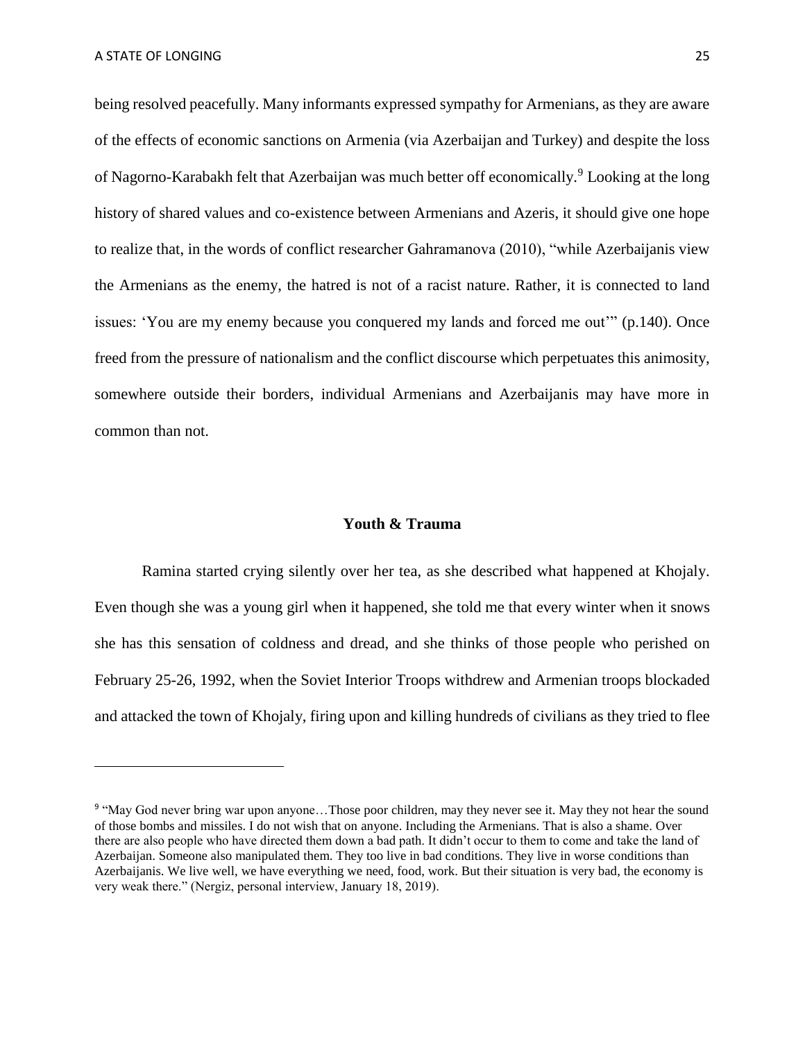being resolved peacefully. Many informants expressed sympathy for Armenians, as they are aware of the effects of economic sanctions on Armenia (via Azerbaijan and Turkey) and despite the loss of Nagorno-Karabakh felt that Azerbaijan was much better off economically.[9] Looking at the long history of shared values and co-existence between Armenians and Azeris, it should give one hope to realize that, in the words of conflict researcher Gahramanova (2010), "while Azerbaijanis view the Armenians as the enemy, the hatred is not of a racist nature. Rather, it is connected to land issues: 'You are my enemy because you conquered my lands and forced me out'" (p.140). Once freed from the pressure of nationalism and the conflict discourse which perpetuates this animosity, somewhere outside their borders, individual Armenians and Azerbaijanis may have more in common than not.

## Youth & Trauma

Ramina started crying silently over her tea, as she described what happened at Khojaly. Even though she was a young girl when it happened, she told me that every winter when it snows she has this sensation of coldness and dread, and she thinks of those people who perished on February 25-26, 1992, when the Soviet Interior Troops withdrew and Armenian troops blockaded and attacked the town of Khojaly, firing upon and killing hundreds of civilians as they tried to flee

---

[9] "May God never bring war upon anyone…Those poor children, may they never see it. May they not hear the sound of those bombs and missiles. I do not wish that on anyone. Including the Armenians. That is also a shame. Over there are also people who have directed them down a bad path. It didn't occur to them to come and take the land of Azerbaijan. Someone also manipulated them. They too live in bad conditions. They live in worse conditions than Azerbaijanis. We live well, we have everything we need, food, work. But their situation is very bad, the economy is very weak there." (Nergiz, personal interview, January 18, 2019).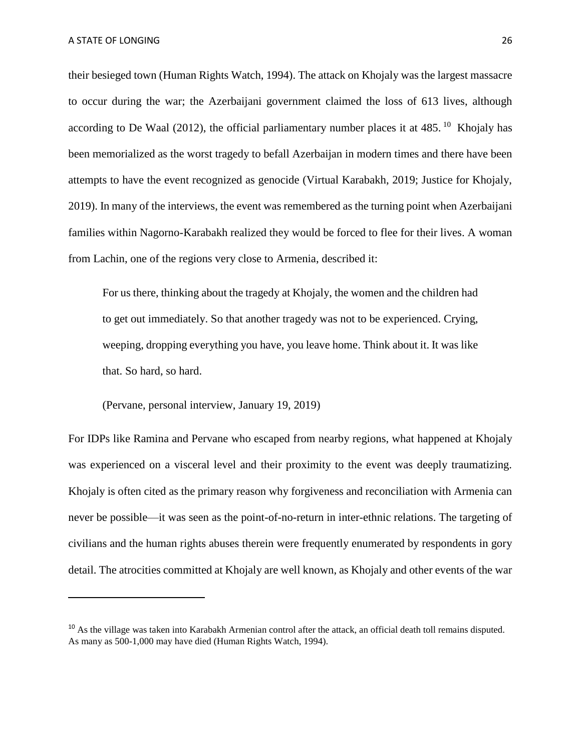their besieged town (Human Rights Watch, 1994). The attack on Khojaly was the largest massacre to occur during the war; the Azerbaijani government claimed the loss of 613 lives, although according to De Waal (2012), the official parliamentary number places it at 485.[10] Khojaly has been memorialized as the worst tragedy to befall Azerbaijan in modern times and there have been attempts to have the event recognized as genocide (Virtual Karabakh, 2019; Justice for Khojaly, 2019). In many of the interviews, the event was remembered as the turning point when Azerbaijani families within Nagorno-Karabakh realized they would be forced to flee for their lives. A woman from Lachin, one of the regions very close to Armenia, described it:

> For us there, thinking about the tragedy at Khojaly, the women and the children had to get out immediately. So that another tragedy was not to be experienced. Crying, weeping, dropping everything you have, you leave home. Think about it. It was like that. So hard, so hard.
>
> (Pervane, personal interview, January 19, 2019)

For IDPs like Ramina and Pervane who escaped from nearby regions, what happened at Khojaly was experienced on a visceral level and their proximity to the event was deeply traumatizing. Khojaly is often cited as the primary reason why forgiveness and reconciliation with Armenia can never be possible—it was seen as the point-of-no-return in inter-ethnic relations. The targeting of civilians and the human rights abuses therein were frequently enumerated by respondents in gory detail. The atrocities committed at Khojaly are well known, as Khojaly and other events of the war

---

[10] As the village was taken into Karabakh Armenian control after the attack, an official death toll remains disputed. As many as 500-1,000 may have died (Human Rights Watch, 1994).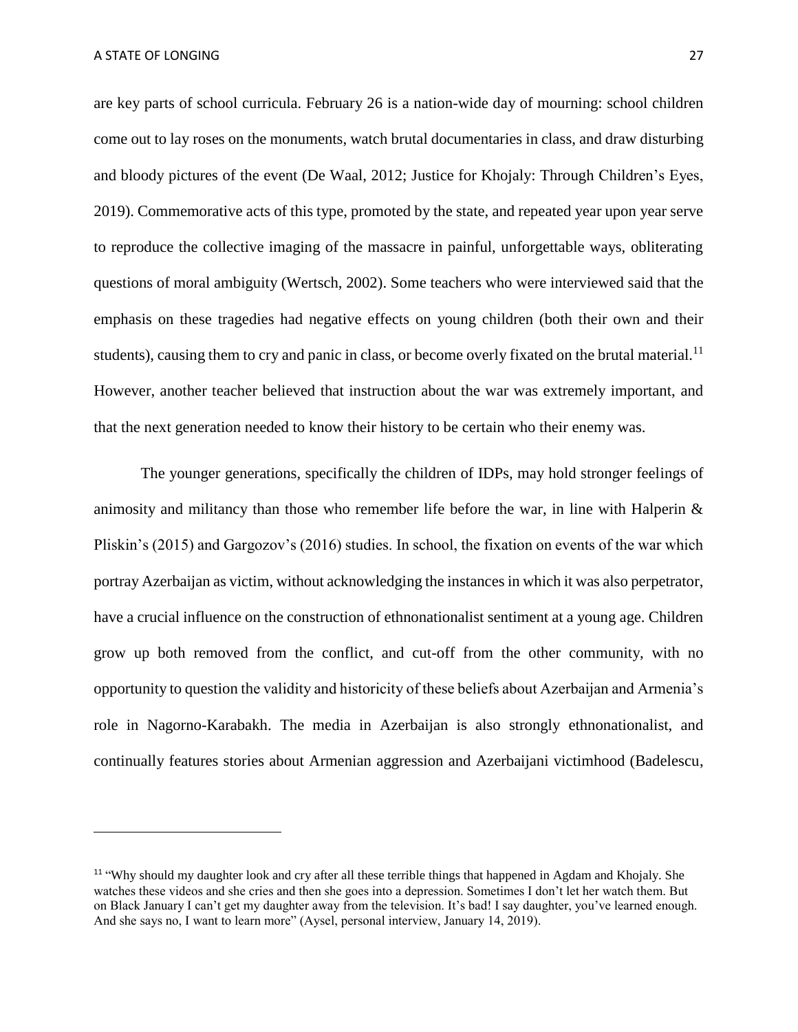are key parts of school curricula. February 26 is a nation-wide day of mourning: school children come out to lay roses on the monuments, watch brutal documentaries in class, and draw disturbing and bloody pictures of the event (De Waal, 2012; Justice for Khojaly: Through Children's Eyes, 2019). Commemorative acts of this type, promoted by the state, and repeated year upon year serve to reproduce the collective imaging of the massacre in painful, unforgettable ways, obliterating questions of moral ambiguity (Wertsch, 2002). Some teachers who were interviewed said that the emphasis on these tragedies had negative effects on young children (both their own and their students), causing them to cry and panic in class, or become overly fixated on the brutal material.[11] However, another teacher believed that instruction about the war was extremely important, and that the next generation needed to know their history to be certain who their enemy was.

The younger generations, specifically the children of IDPs, may hold stronger feelings of animosity and militancy than those who remember life before the war, in line with Halperin & Pliskin's (2015) and Gargozov's (2016) studies. In school, the fixation on events of the war which portray Azerbaijan as victim, without acknowledging the instances in which it was also perpetrator, have a crucial influence on the construction of ethnonationalist sentiment at a young age. Children grow up both removed from the conflict, and cut-off from the other community, with no opportunity to question the validity and historicity of these beliefs about Azerbaijan and Armenia's role in Nagorno-Karabakh. The media in Azerbaijan is also strongly ethnonationalist, and continually features stories about Armenian aggression and Azerbaijani victimhood (Badelescu,

---

[11] "Why should my daughter look and cry after all these terrible things that happened in Agdam and Khojaly. She watches these videos and she cries and then she goes into a depression. Sometimes I don't let her watch them. But on Black January I can't get my daughter away from the television. It's bad! I say daughter, you've learned enough. And she says no, I want to learn more" (Aysel, personal interview, January 14, 2019).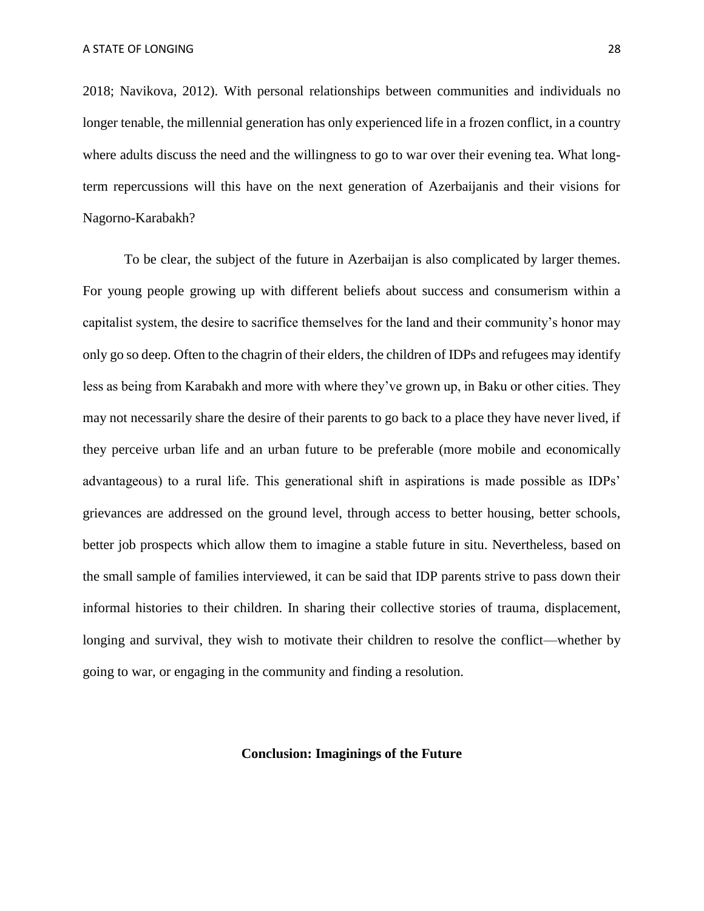2018; Navikova, 2012). With personal relationships between communities and individuals no longer tenable, the millennial generation has only experienced life in a frozen conflict, in a country where adults discuss the need and the willingness to go to war over their evening tea. What long-term repercussions will this have on the next generation of Azerbaijanis and their visions for Nagorno-Karabakh?

To be clear, the subject of the future in Azerbaijan is also complicated by larger themes. For young people growing up with different beliefs about success and consumerism within a capitalist system, the desire to sacrifice themselves for the land and their community's honor may only go so deep. Often to the chagrin of their elders, the children of IDPs and refugees may identify less as being from Karabakh and more with where they've grown up, in Baku or other cities. They may not necessarily share the desire of their parents to go back to a place they have never lived, if they perceive urban life and an urban future to be preferable (more mobile and economically advantageous) to a rural life. This generational shift in aspirations is made possible as IDPs' grievances are addressed on the ground level, through access to better housing, better schools, better job prospects which allow them to imagine a stable future in situ. Nevertheless, based on the small sample of families interviewed, it can be said that IDP parents strive to pass down their informal histories to their children. In sharing their collective stories of trauma, displacement, longing and survival, they wish to motivate their children to resolve the conflict—whether by going to war, or engaging in the community and finding a resolution.

## Conclusion: Imaginings of the Future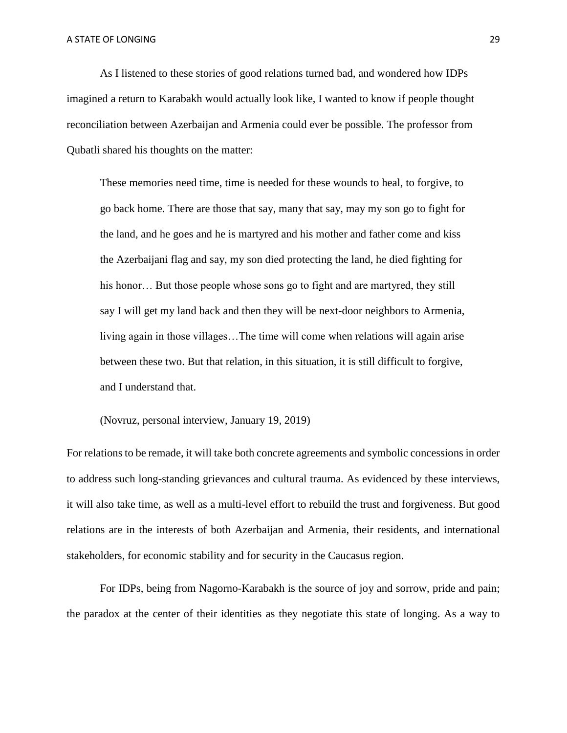As I listened to these stories of good relations turned bad, and wondered how IDPs imagined a return to Karabakh would actually look like, I wanted to know if people thought reconciliation between Azerbaijan and Armenia could ever be possible. The professor from Qubatli shared his thoughts on the matter:

> These memories need time, time is needed for these wounds to heal, to forgive, to go back home. There are those that say, many that say, may my son go to fight for the land, and he goes and he is martyred and his mother and father come and kiss the Azerbaijani flag and say, my son died protecting the land, he died fighting for his honor… But those people whose sons go to fight and are martyred, they still say I will get my land back and then they will be next-door neighbors to Armenia, living again in those villages…The time will come when relations will again arise between these two. But that relation, in this situation, it is still difficult to forgive, and I understand that.
>
> (Novruz, personal interview, January 19, 2019)

For relations to be remade, it will take both concrete agreements and symbolic concessions in order to address such long-standing grievances and cultural trauma. As evidenced by these interviews, it will also take time, as well as a multi-level effort to rebuild the trust and forgiveness. But good relations are in the interests of both Azerbaijan and Armenia, their residents, and international stakeholders, for economic stability and for security in the Caucasus region.

For IDPs, being from Nagorno-Karabakh is the source of joy and sorrow, pride and pain; the paradox at the center of their identities as they negotiate this state of longing. As a way to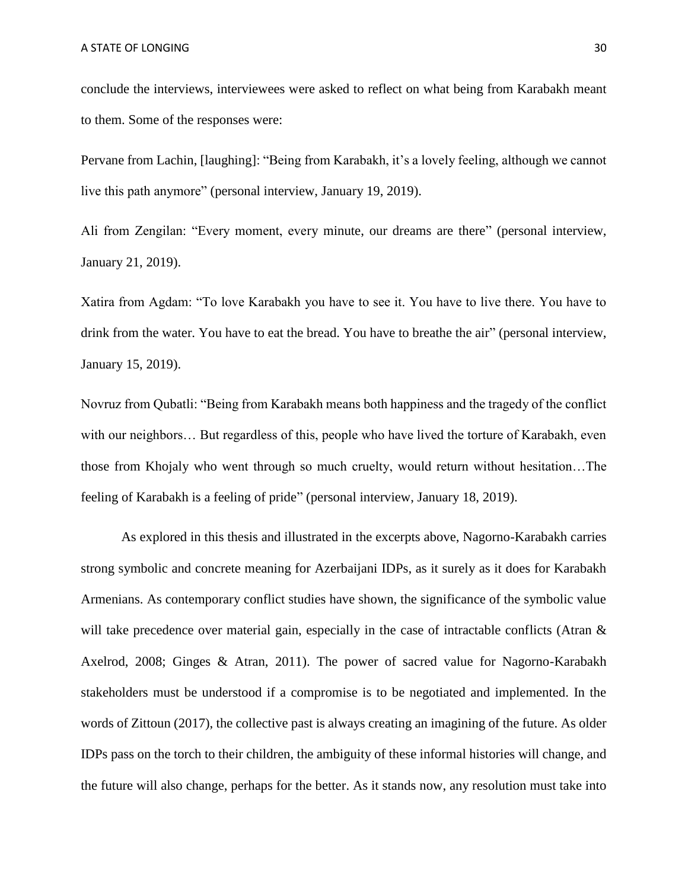conclude the interviews, interviewees were asked to reflect on what being from Karabakh meant to them. Some of the responses were:

Pervane from Lachin, [laughing]: "Being from Karabakh, it's a lovely feeling, although we cannot live this path anymore" (personal interview, January 19, 2019).

Ali from Zengilan: "Every moment, every minute, our dreams are there" (personal interview, January 21, 2019).

Xatira from Agdam: "To love Karabakh you have to see it. You have to live there. You have to drink from the water. You have to eat the bread. You have to breathe the air" (personal interview, January 15, 2019).

Novruz from Qubatli: "Being from Karabakh means both happiness and the tragedy of the conflict with our neighbors… But regardless of this, people who have lived the torture of Karabakh, even those from Khojaly who went through so much cruelty, would return without hesitation…The feeling of Karabakh is a feeling of pride" (personal interview, January 18, 2019).

As explored in this thesis and illustrated in the excerpts above, Nagorno-Karabakh carries strong symbolic and concrete meaning for Azerbaijani IDPs, as it surely as it does for Karabakh Armenians. As contemporary conflict studies have shown, the significance of the symbolic value will take precedence over material gain, especially in the case of intractable conflicts (Atran & Axelrod, 2008; Ginges & Atran, 2011). The power of sacred value for Nagorno-Karabakh stakeholders must be understood if a compromise is to be negotiated and implemented. In the words of Zittoun (2017), the collective past is always creating an imagining of the future. As older IDPs pass on the torch to their children, the ambiguity of these informal histories will change, and the future will also change, perhaps for the better. As it stands now, any resolution must take into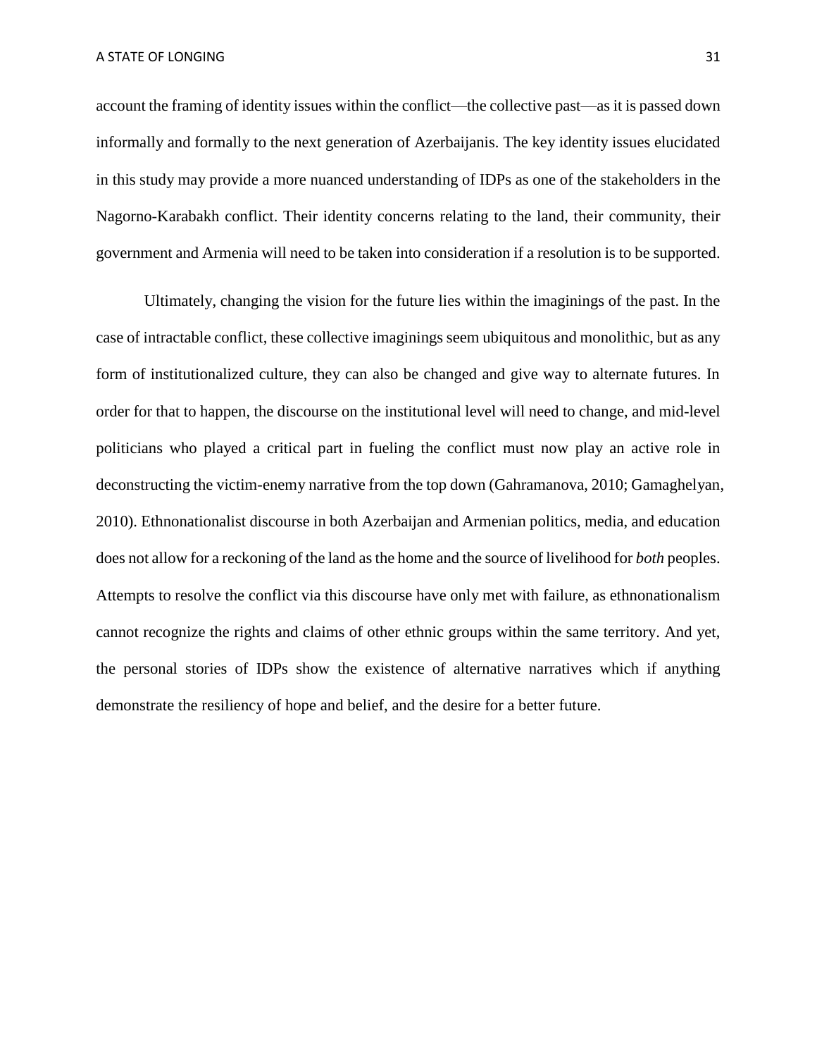account the framing of identity issues within the conflict—the collective past—as it is passed down informally and formally to the next generation of Azerbaijanis. The key identity issues elucidated in this study may provide a more nuanced understanding of IDPs as one of the stakeholders in the Nagorno-Karabakh conflict. Their identity concerns relating to the land, their community, their government and Armenia will need to be taken into consideration if a resolution is to be supported.

Ultimately, changing the vision for the future lies within the imaginings of the past. In the case of intractable conflict, these collective imaginings seem ubiquitous and monolithic, but as any form of institutionalized culture, they can also be changed and give way to alternate futures. In order for that to happen, the discourse on the institutional level will need to change, and mid-level politicians who played a critical part in fueling the conflict must now play an active role in deconstructing the victim-enemy narrative from the top down (Gahramanova, 2010; Gamaghelyan, 2010). Ethnonationalist discourse in both Azerbaijan and Armenian politics, media, and education does not allow for a reckoning of the land as the home and the source of livelihood for *both* peoples. Attempts to resolve the conflict via this discourse have only met with failure, as ethnonationalism cannot recognize the rights and claims of other ethnic groups within the same territory. And yet, the personal stories of IDPs show the existence of alternative narratives which if anything demonstrate the resiliency of hope and belief, and the desire for a better future.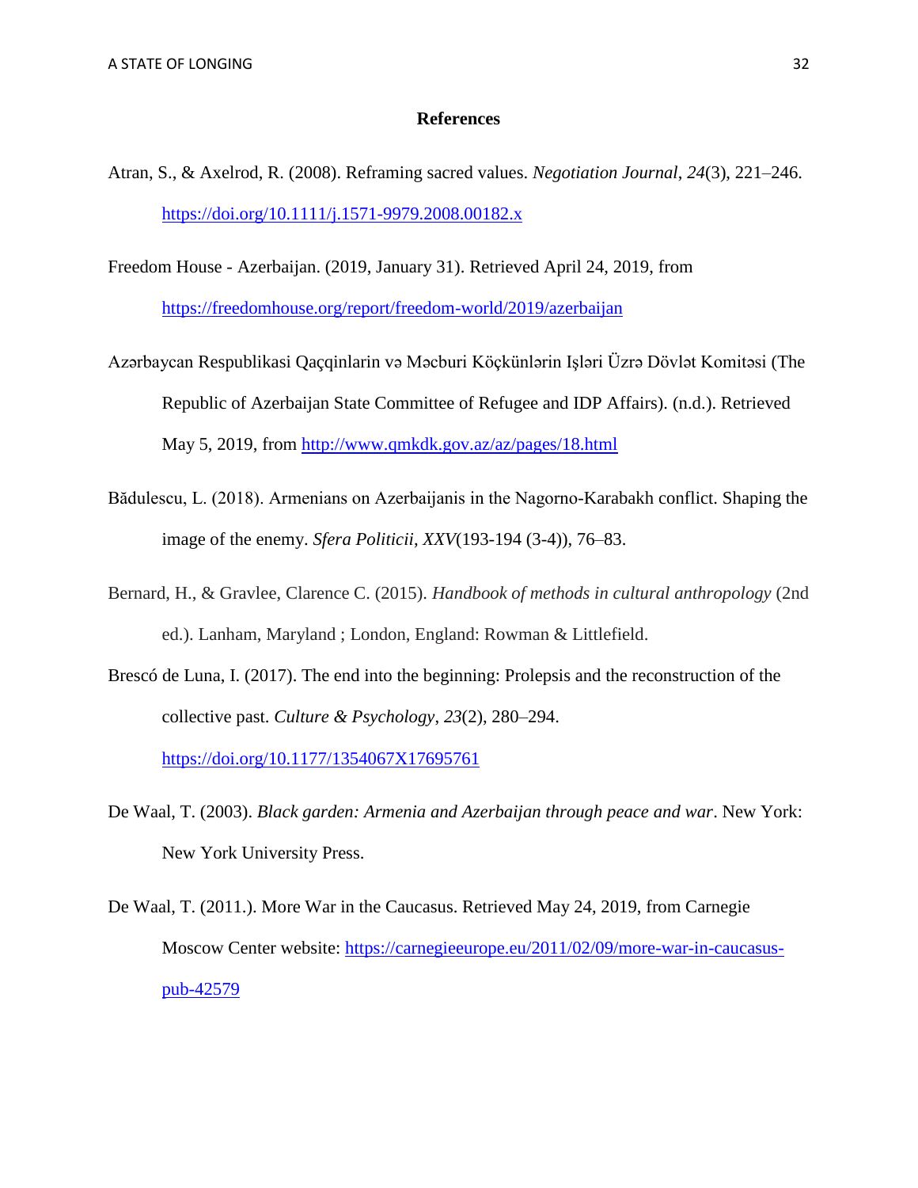# References

Atran, S., & Axelrod, R. (2008). Reframing sacred values. *Negotiation Journal*, *24*(3), 221–246. https://doi.org/10.1111/j.1571-9979.2008.00182.x

Freedom House - Azerbaijan. (2019, January 31). Retrieved April 24, 2019, from https://freedomhouse.org/report/freedom-world/2019/azerbaijan

Azərbaycan Respublikasi Qaçqinlarin və Məcburi Köçkünlərin Işləri Üzrə Dövlət Komitəsi (The Republic of Azerbaijan State Committee of Refugee and IDP Affairs). (n.d.). Retrieved May 5, 2019, from http://www.qmkdk.gov.az/az/pages/18.html

Bădulescu, L. (2018). Armenians on Azerbaijanis in the Nagorno-Karabakh conflict. Shaping the image of the enemy. *Sfera Politicii*, *XXV*(193-194 (3-4)), 76–83.

Bernard, H., & Gravlee, Clarence C. (2015). *Handbook of methods in cultural anthropology* (2nd ed.). Lanham, Maryland ; London, England: Rowman & Littlefield.

Brescó de Luna, I. (2017). The end into the beginning: Prolepsis and the reconstruction of the collective past. *Culture & Psychology*, *23*(2), 280–294. https://doi.org/10.1177/1354067X17695761

De Waal, T. (2003). *Black garden: Armenia and Azerbaijan through peace and war*. New York: New York University Press.

De Waal, T. (2011.). More War in the Caucasus. Retrieved May 24, 2019, from Carnegie Moscow Center website: https://carnegieeurope.eu/2011/02/09/more-war-in-caucasus-pub-42579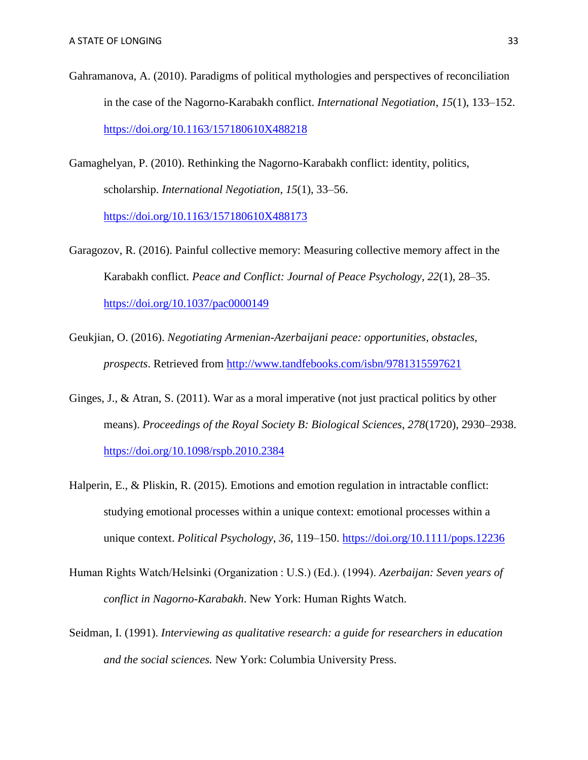Gahramanova, A. (2010). Paradigms of political mythologies and perspectives of reconciliation in the case of the Nagorno-Karabakh conflict. *International Negotiation*, *15*(1), 133–152. https://doi.org/10.1163/157180610X488218

Gamaghelyan, P. (2010). Rethinking the Nagorno-Karabakh conflict: identity, politics, scholarship. *International Negotiation*, *15*(1), 33–56. https://doi.org/10.1163/157180610X488173

Garagozov, R. (2016). Painful collective memory: Measuring collective memory affect in the Karabakh conflict. *Peace and Conflict: Journal of Peace Psychology*, *22*(1), 28–35. https://doi.org/10.1037/pac0000149

Geukjian, O. (2016). *Negotiating Armenian-Azerbaijani peace: opportunities, obstacles, prospects*. Retrieved from http://www.tandfebooks.com/isbn/9781315597621

Ginges, J., & Atran, S. (2011). War as a moral imperative (not just practical politics by other means). *Proceedings of the Royal Society B: Biological Sciences*, *278*(1720), 2930–2938. https://doi.org/10.1098/rspb.2010.2384

Halperin, E., & Pliskin, R. (2015). Emotions and emotion regulation in intractable conflict: studying emotional processes within a unique context: emotional processes within a unique context. *Political Psychology*, *36*, 119–150. https://doi.org/10.1111/pops.12236

Human Rights Watch/Helsinki (Organization : U.S.) (Ed.). (1994). *Azerbaijan: Seven years of conflict in Nagorno-Karabakh*. New York: Human Rights Watch.

Seidman, I. (1991). *Interviewing as qualitative research: a guide for researchers in education and the social sciences.* New York: Columbia University Press.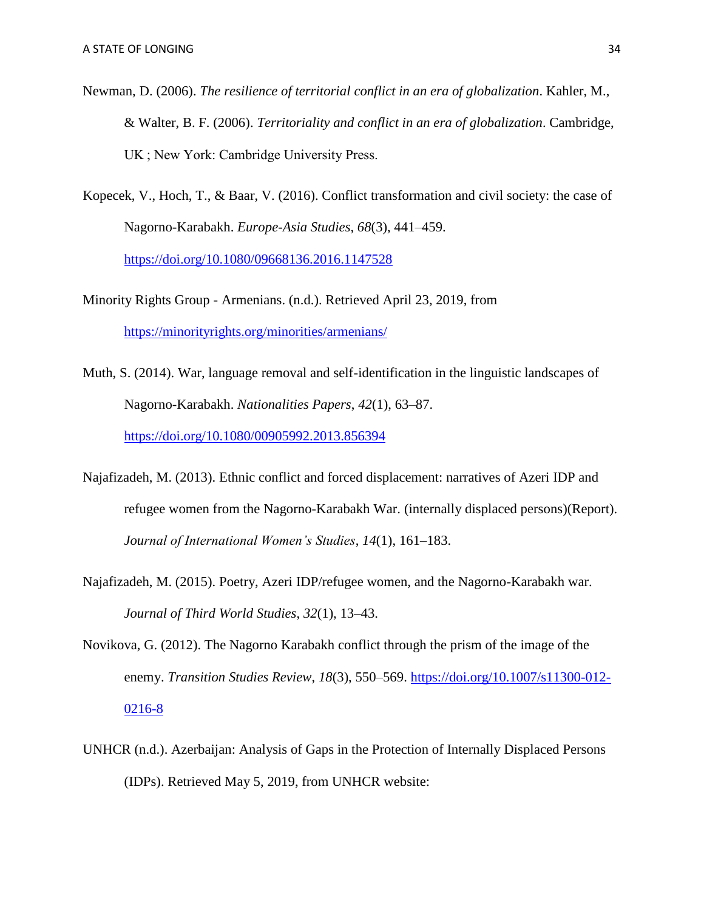Newman, D. (2006). *The resilience of territorial conflict in an era of globalization*. Kahler, M., & Walter, B. F. (2006). *Territoriality and conflict in an era of globalization*. Cambridge, UK ; New York: Cambridge University Press.

Kopecek, V., Hoch, T., & Baar, V. (2016). Conflict transformation and civil society: the case of Nagorno-Karabakh. *Europe-Asia Studies*, *68*(3), 441–459. https://doi.org/10.1080/09668136.2016.1147528

Minority Rights Group - Armenians. (n.d.). Retrieved April 23, 2019, from https://minorityrights.org/minorities/armenians/

Muth, S. (2014). War, language removal and self-identification in the linguistic landscapes of Nagorno-Karabakh. *Nationalities Papers*, *42*(1), 63–87. https://doi.org/10.1080/00905992.2013.856394

Najafizadeh, M. (2013). Ethnic conflict and forced displacement: narratives of Azeri IDP and refugee women from the Nagorno-Karabakh War. (internally displaced persons)(Report). *Journal of International Women's Studies*, *14*(1), 161–183.

Najafizadeh, M. (2015). Poetry, Azeri IDP/refugee women, and the Nagorno-Karabakh war. *Journal of Third World Studies*, *32*(1), 13–43.

Novikova, G. (2012). The Nagorno Karabakh conflict through the prism of the image of the enemy. *Transition Studies Review*, *18*(3), 550–569. https://doi.org/10.1007/s11300-012-0216-8

UNHCR (n.d.). Azerbaijan: Analysis of Gaps in the Protection of Internally Displaced Persons (IDPs). Retrieved May 5, 2019, from UNHCR website: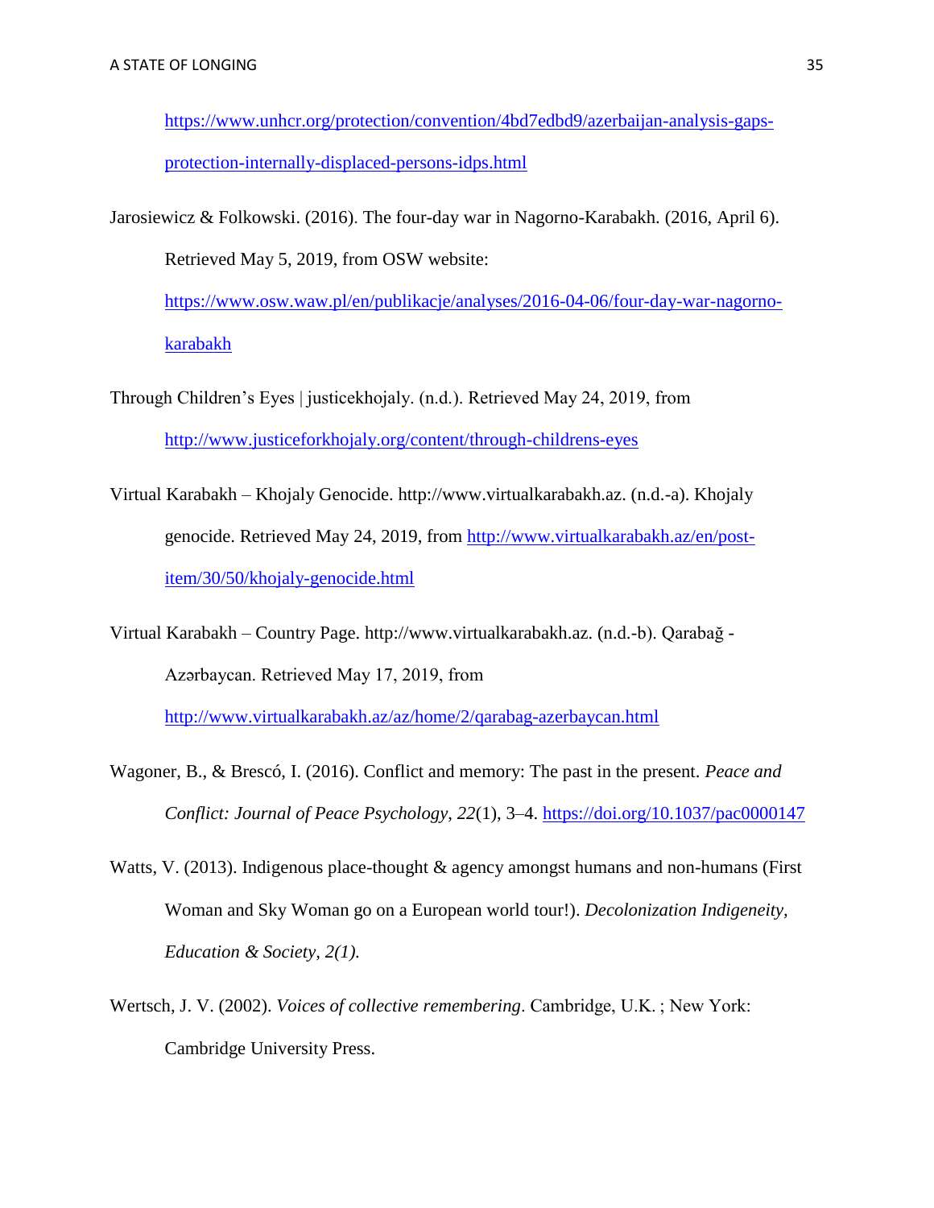https://www.unhcr.org/protection/convention/4bd7edbd9/azerbaijan-analysis-gaps-protection-internally-displaced-persons-idps.html

Jarosiewicz & Folkowski. (2016). The four-day war in Nagorno-Karabakh. (2016, April 6). Retrieved May 5, 2019, from OSW website: https://www.osw.waw.pl/en/publikacje/analyses/2016-04-06/four-day-war-nagorno-karabakh

Through Children's Eyes | justicekhojaly. (n.d.). Retrieved May 24, 2019, from http://www.justiceforkhojaly.org/content/through-childrens-eyes

Virtual Karabakh – Khojaly Genocide. http://www.virtualkarabakh.az. (n.d.-a). Khojaly genocide. Retrieved May 24, 2019, from http://www.virtualkarabakh.az/en/post-item/30/50/khojaly-genocide.html

Virtual Karabakh – Country Page. http://www.virtualkarabakh.az. (n.d.-b). Qarabağ - Azərbaycan. Retrieved May 17, 2019, from http://www.virtualkarabakh.az/az/home/2/qarabag-azerbaycan.html

Wagoner, B., & Brescó, I. (2016). Conflict and memory: The past in the present. *Peace and Conflict: Journal of Peace Psychology*, *22*(1), 3–4. https://doi.org/10.1037/pac0000147

Watts, V. (2013). Indigenous place-thought & agency amongst humans and non-humans (First Woman and Sky Woman go on a European world tour!). *Decolonization Indigeneity, Education & Society, 2(1).*

Wertsch, J. V. (2002). *Voices of collective remembering*. Cambridge, U.K. ; New York: Cambridge University Press.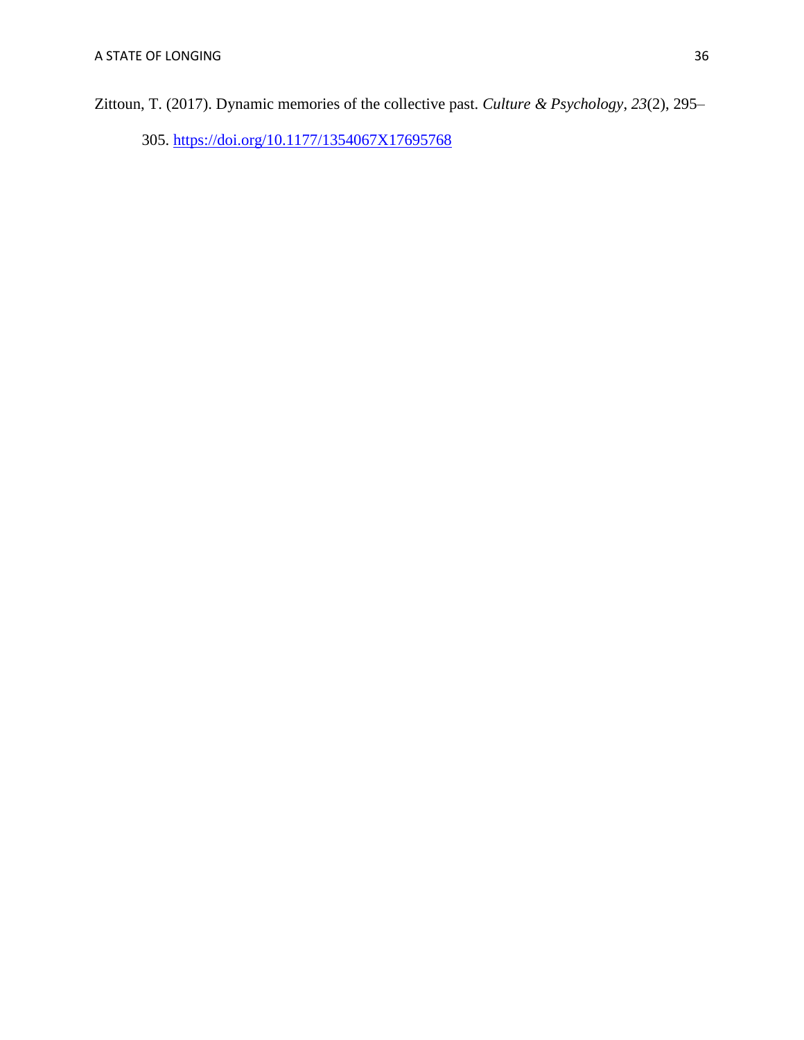Zittoun, T. (2017). Dynamic memories of the collective past. *Culture & Psychology*, *23*(2), 295–305. https://doi.org/10.1177/1354067X17695768